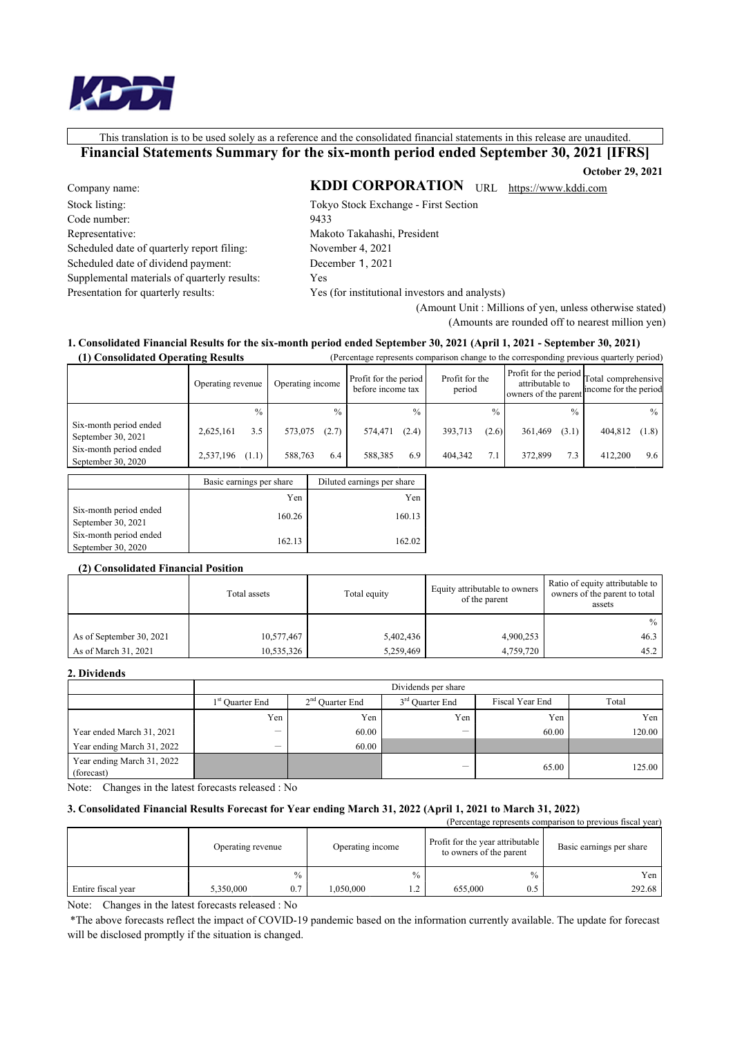This translation is to be used solely as a reference and the consolidated financial statements in this release are unaudited.

# Financial Statements Summary for the six-month period ended September 30, 2021 [IFRS]

**October 29, 2021**

| | |
|---|---|
| Company name: | **KDDI CORPORATION** URL https://www.kddi.com |
| Stock listing: | Tokyo Stock Exchange - First Section |
| Code number: | 9433 |
| Representative: | Makoto Takahashi, President |
| Scheduled date of quarterly report filing: | November 4, 2021 |
| Scheduled date of dividend payment: | December 1, 2021 |
| Supplemental materials of quarterly results: | Yes |
| Presentation for quarterly results: | Yes (for institutional investors and analysts) |

(Amount Unit : Millions of yen, unless otherwise stated)
(Amounts are rounded off to nearest million yen)

## 1. Consolidated Financial Results for the six-month period ended September 30, 2021 (April 1, 2021 - September 30, 2021)

### (1) Consolidated Operating Results

(Percentage represents comparison change to the corresponding previous quarterly period)

| | Operating revenue | | Operating income | | Profit for the period before income tax | | Profit for the period | | Profit for the period attributable to owners of the parent | | Total comprehensive income for the period | |
|---|---|---|---|---|---|---|---|---|---|---|---|---|
| | | % | | % | | % | | % | | % | | % |
| Six-month period ended September 30, 2021 | 2,625,161 | 3.5 | 573,075 | (2.7) | 574,471 | (2.4) | 393,713 | (2.6) | 361,469 | (3.1) | 404,812 | (1.8) |
| Six-month period ended September 30, 2020 | 2,537,196 | (1.1) | 588,763 | 6.4 | 588,385 | 6.9 | 404,342 | 7.1 | 372,899 | 7.3 | 412,200 | 9.6 |

| | Basic earnings per share | Diluted earnings per share |
|---|---|---|
| | Yen | Yen |
| Six-month period ended September 30, 2021 | 160.26 | 160.13 |
| Six-month period ended September 30, 2020 | 162.13 | 162.02 |

### (2) Consolidated Financial Position

| | Total assets | Total equity | Equity attributable to owners of the parent | Ratio of equity attributable to owners of the parent to total assets |
|---|---|---|---|---|
| | | | | % |
| As of September 30, 2021 | 10,577,467 | 5,402,436 | 4,900,253 | 46.3 |
| As of March 31, 2021 | 10,535,326 | 5,259,469 | 4,759,720 | 45.2 |

## 2. Dividends

| | Dividends per share | | | | |
|---|---|---|---|---|---|
| | 1st Quarter End | 2nd Quarter End | 3rd Quarter End | Fiscal Year End | Total |
| | Yen | Yen | Yen | Yen | Yen |
| Year ended March 31, 2021 | — | 60.00 | — | 60.00 | 120.00 |
| Year ending March 31, 2022 | — | 60.00 | | | |
| Year ending March 31, 2022 (forecast) | | | — | 65.00 | 125.00 |

Note: Changes in the latest forecasts released : No

## 3. Consolidated Financial Results Forecast for Year ending March 31, 2022 (April 1, 2021 to March 31, 2022)

(Percentage represents comparison to previous fiscal year)

| | Operating revenue | | Operating income | | Profit for the year attributable to owners of the parent | | Basic earnings per share |
|---|---|---|---|---|---|---|---|
| | | % | | % | | % | Yen |
| Entire fiscal year | 5,350,000 | 0.7 | 1,050,000 | 1.2 | 655,000 | 0.5 | 292.68 |

Note: Changes in the latest forecasts released : No

*The above forecasts reflect the impact of COVID-19 pandemic based on the information currently available. The update for forecast will be disclosed promptly if the situation is changed.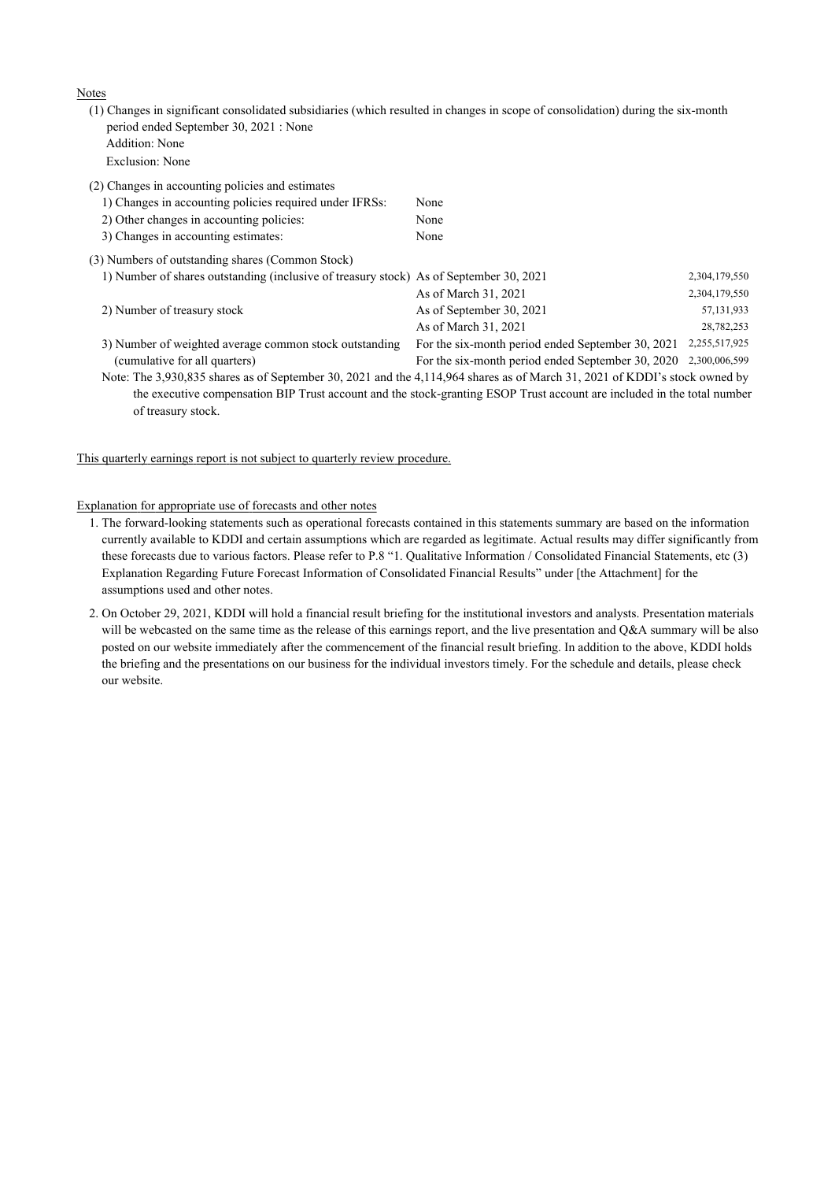Notes

(1) Changes in significant consolidated subsidiaries (which resulted in changes in scope of consolidation) during the six-month period ended September 30, 2021 : None
Addition: None
Exclusion: None

(2) Changes in accounting policies and estimates

| | |
|---|---|
| 1) Changes in accounting policies required under IFRSs: | None |
| 2) Other changes in accounting policies: | None |
| 3) Changes in accounting estimates: | None |

(3) Numbers of outstanding shares (Common Stock)

| | | |
|---|---|---|
| 1) Number of shares outstanding (inclusive of treasury stock) | As of September 30, 2021 | 2,304,179,550 |
| | As of March 31, 2021 | 2,304,179,550 |
| 2) Number of treasury stock | As of September 30, 2021 | 57,131,933 |
| | As of March 31, 2021 | 28,782,253 |
| 3) Number of weighted average common stock outstanding | For the six-month period ended September 30, 2021 | 2,255,517,925 |
| (cumulative for all quarters) | For the six-month period ended September 30, 2020 | 2,300,006,599 |

Note: The 3,930,835 shares as of September 30, 2021 and the 4,114,964 shares as of March 31, 2021 of KDDI's stock owned by the executive compensation BIP Trust account and the stock-granting ESOP Trust account are included in the total number of treasury stock.

This quarterly earnings report is not subject to quarterly review procedure.

Explanation for appropriate use of forecasts and other notes

1. The forward-looking statements such as operational forecasts contained in this statements summary are based on the information currently available to KDDI and certain assumptions which are regarded as legitimate. Actual results may differ significantly from these forecasts due to various factors. Please refer to P.8 "1. Qualitative Information / Consolidated Financial Statements, etc (3) Explanation Regarding Future Forecast Information of Consolidated Financial Results" under [the Attachment] for the assumptions used and other notes.
2. On October 29, 2021, KDDI will hold a financial result briefing for the institutional investors and analysts. Presentation materials will be webcasted on the same time as the release of this earnings report, and the live presentation and Q&A summary will be also posted on our website immediately after the commencement of the financial result briefing. In addition to the above, KDDI holds the briefing and the presentations on our business for the individual investors timely. For the schedule and details, please check our website.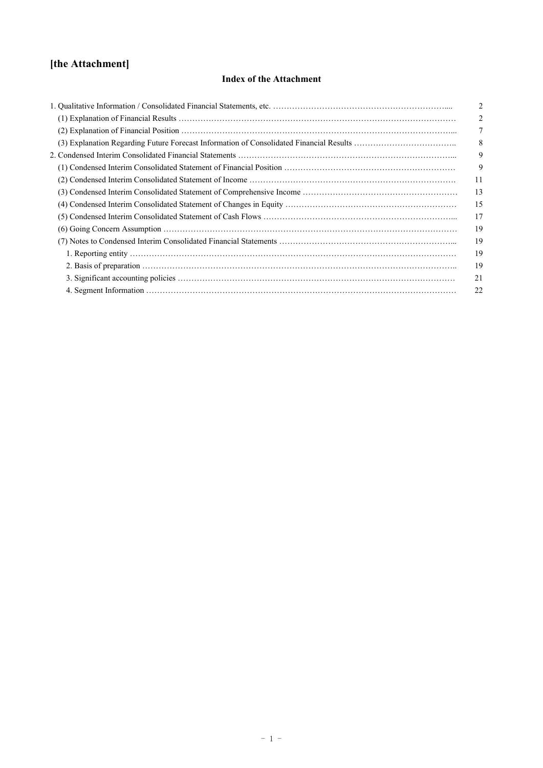# [the Attachment]

## Index of the Attachment

| | |
|---|---|
| 1. Qualitative Information / Consolidated Financial Statements, etc. | 2 |
| (1) Explanation of Financial Results | 2 |
| (2) Explanation of Financial Position | 7 |
| (3) Explanation Regarding Future Forecast Information of Consolidated Financial Results | 8 |
| 2. Condensed Interim Consolidated Financial Statements | 9 |
| (1) Condensed Interim Consolidated Statement of Financial Position | 9 |
| (2) Condensed Interim Consolidated Statement of Income | 11 |
| (3) Condensed Interim Consolidated Statement of Comprehensive Income | 13 |
| (4) Condensed Interim Consolidated Statement of Changes in Equity | 15 |
| (5) Condensed Interim Consolidated Statement of Cash Flows | 17 |
| (6) Going Concern Assumption | 19 |
| (7) Notes to Condensed Interim Consolidated Financial Statements | 19 |
| 1. Reporting entity | 19 |
| 2. Basis of preparation | 19 |
| 3. Significant accounting policies | 21 |
| 4. Segment Information | 22 |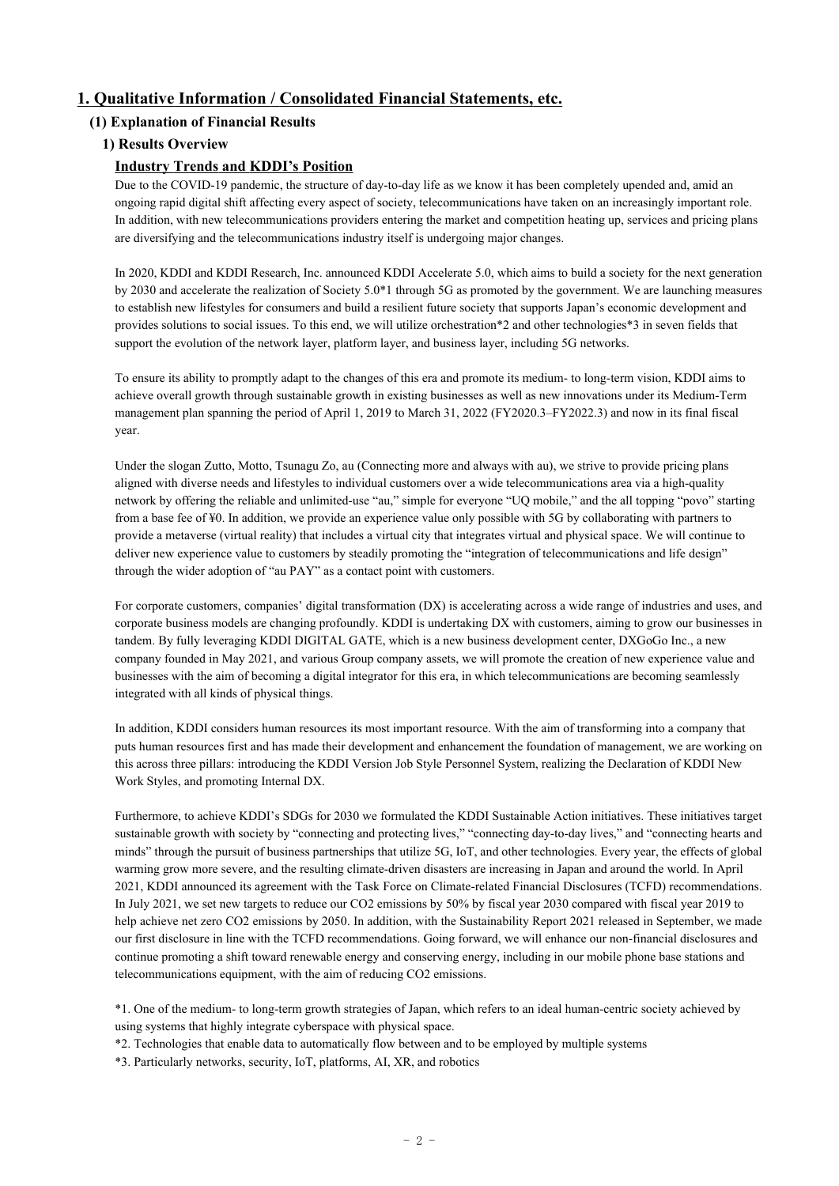# 1. Qualitative Information / Consolidated Financial Statements, etc.

## (1) Explanation of Financial Results

### 1) Results Overview

#### Industry Trends and KDDI's Position

Due to the COVID-19 pandemic, the structure of day-to-day life as we know it has been completely upended and, amid an ongoing rapid digital shift affecting every aspect of society, telecommunications have taken on an increasingly important role. In addition, with new telecommunications providers entering the market and competition heating up, services and pricing plans are diversifying and the telecommunications industry itself is undergoing major changes.

In 2020, KDDI and KDDI Research, Inc. announced KDDI Accelerate 5.0, which aims to build a society for the next generation by 2030 and accelerate the realization of Society 5.0*1 through 5G as promoted by the government. We are launching measures to establish new lifestyles for consumers and build a resilient future society that supports Japan's economic development and provides solutions to social issues. To this end, we will utilize orchestration*2 and other technologies*3 in seven fields that support the evolution of the network layer, platform layer, and business layer, including 5G networks.

To ensure its ability to promptly adapt to the changes of this era and promote its medium- to long-term vision, KDDI aims to achieve overall growth through sustainable growth in existing businesses as well as new innovations under its Medium-Term management plan spanning the period of April 1, 2019 to March 31, 2022 (FY2020.3–FY2022.3) and now in its final fiscal year.

Under the slogan Zutto, Motto, Tsunagu Zo, au (Connecting more and always with au), we strive to provide pricing plans aligned with diverse needs and lifestyles to individual customers over a wide telecommunications area via a high-quality network by offering the reliable and unlimited-use "au," simple for everyone "UQ mobile," and the all topping "povo" starting from a base fee of ¥0. In addition, we provide an experience value only possible with 5G by collaborating with partners to provide a metaverse (virtual reality) that includes a virtual city that integrates virtual and physical space. We will continue to deliver new experience value to customers by steadily promoting the "integration of telecommunications and life design" through the wider adoption of "au PAY" as a contact point with customers.

For corporate customers, companies' digital transformation (DX) is accelerating across a wide range of industries and uses, and corporate business models are changing profoundly. KDDI is undertaking DX with customers, aiming to grow our businesses in tandem. By fully leveraging KDDI DIGITAL GATE, which is a new business development center, DXGoGo Inc., a new company founded in May 2021, and various Group company assets, we will promote the creation of new experience value and businesses with the aim of becoming a digital integrator for this era, in which telecommunications are becoming seamlessly integrated with all kinds of physical things.

In addition, KDDI considers human resources its most important resource. With the aim of transforming into a company that puts human resources first and has made their development and enhancement the foundation of management, we are working on this across three pillars: introducing the KDDI Version Job Style Personnel System, realizing the Declaration of KDDI New Work Styles, and promoting Internal DX.

Furthermore, to achieve KDDI's SDGs for 2030 we formulated the KDDI Sustainable Action initiatives. These initiatives target sustainable growth with society by "connecting and protecting lives," "connecting day-to-day lives," and "connecting hearts and minds" through the pursuit of business partnerships that utilize 5G, IoT, and other technologies. Every year, the effects of global warming grow more severe, and the resulting climate-driven disasters are increasing in Japan and around the world. In April 2021, KDDI announced its agreement with the Task Force on Climate-related Financial Disclosures (TCFD) recommendations. In July 2021, we set new targets to reduce our $CO_2$ emissions by 50% by fiscal year 2030 compared with fiscal year 2019 to help achieve net zero $CO_2$ emissions by 2050. In addition, with the Sustainability Report 2021 released in September, we made our first disclosure in line with the TCFD recommendations. Going forward, we will enhance our non-financial disclosures and continue promoting a shift toward renewable energy and conserving energy, including in our mobile phone base stations and telecommunications equipment, with the aim of reducing $CO_2$ emissions.

*1. One of the medium- to long-term growth strategies of Japan, which refers to an ideal human-centric society achieved by using systems that highly integrate cyberspace with physical space.

*2. Technologies that enable data to automatically flow between and to be employed by multiple systems

*3. Particularly networks, security, IoT, platforms, AI, XR, and robotics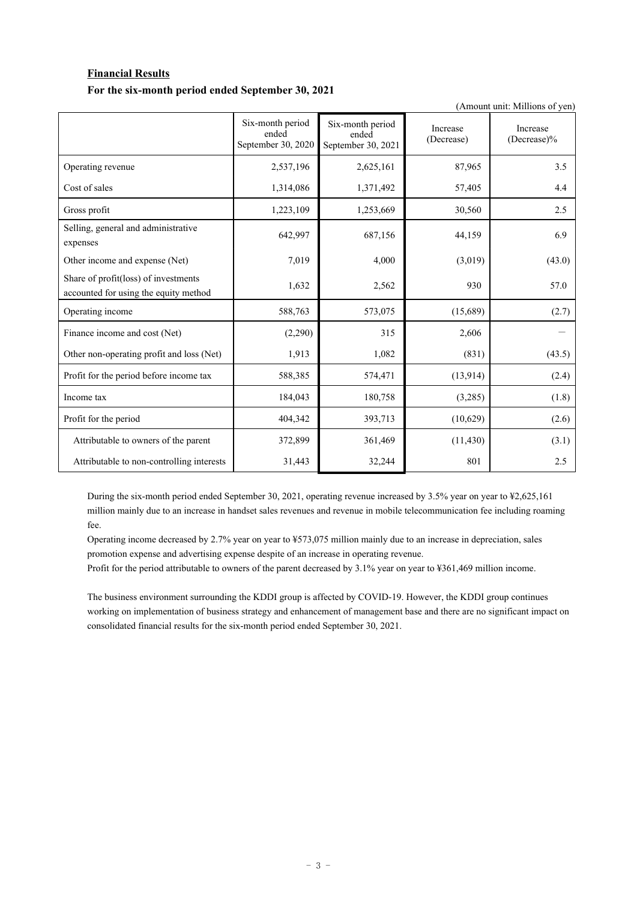**Financial Results**

**For the six-month period ended September 30, 2021**

(Amount unit: Millions of yen)

| | Six-month period ended September 30, 2020 | Six-month period ended September 30, 2021 | Increase (Decrease) | Increase (Decrease)% |
|---|---|---|---|---|
| Operating revenue | 2,537,196 | 2,625,161 | 87,965 | 3.5 |
| Cost of sales | 1,314,086 | 1,371,492 | 57,405 | 4.4 |
| Gross profit | 1,223,109 | 1,253,669 | 30,560 | 2.5 |
| Selling, general and administrative expenses | 642,997 | 687,156 | 44,159 | 6.9 |
| Other income and expense (Net) | 7,019 | 4,000 | (3,019) | (43.0) |
| Share of profit(loss) of investments accounted for using the equity method | 1,632 | 2,562 | 930 | 57.0 |
| Operating income | 588,763 | 573,075 | (15,689) | (2.7) |
| Finance income and cost (Net) | (2,290) | 315 | 2,606 | ― |
| Other non-operating profit and loss (Net) | 1,913 | 1,082 | (831) | (43.5) |
| Profit for the period before income tax | 588,385 | 574,471 | (13,914) | (2.4) |
| Income tax | 184,043 | 180,758 | (3,285) | (1.8) |
| Profit for the period | 404,342 | 393,713 | (10,629) | (2.6) |
| Attributable to owners of the parent | 372,899 | 361,469 | (11,430) | (3.1) |
| Attributable to non-controlling interests | 31,443 | 32,244 | 801 | 2.5 |

During the six-month period ended September 30, 2021, operating revenue increased by 3.5% year on year to ¥2,625,161 million mainly due to an increase in handset sales revenues and revenue in mobile telecommunication fee including roaming fee.

Operating income decreased by 2.7% year on year to ¥573,075 million mainly due to an increase in depreciation, sales promotion expense and advertising expense despite of an increase in operating revenue.

Profit for the period attributable to owners of the parent decreased by 3.1% year on year to ¥361,469 million income.

The business environment surrounding the KDDI group is affected by COVID-19. However, the KDDI group continues working on implementation of business strategy and enhancement of management base and there are no significant impact on consolidated financial results for the six-month period ended September 30, 2021.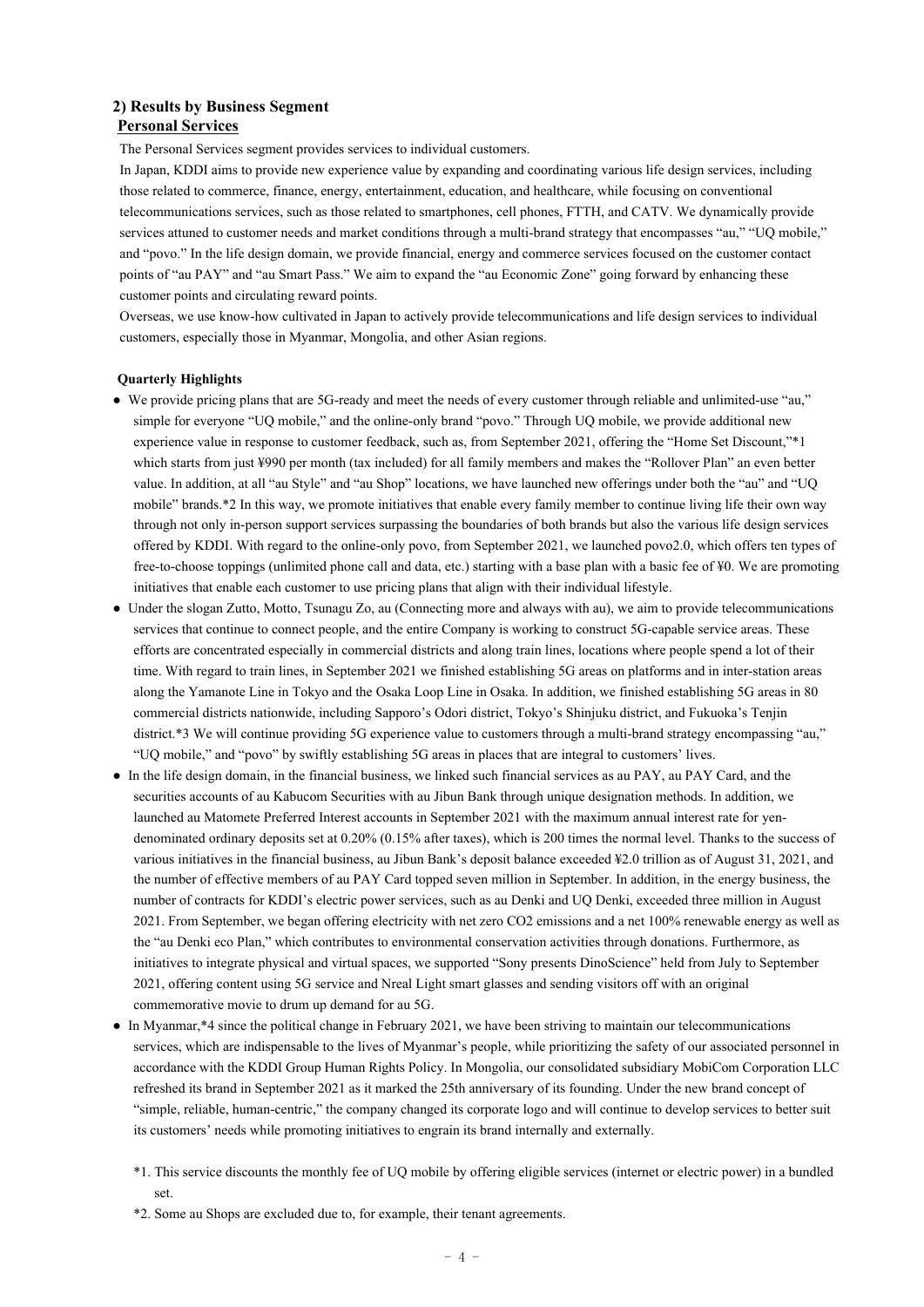## 2) Results by Business Segment

### Personal Services

The Personal Services segment provides services to individual customers.

In Japan, KDDI aims to provide new experience value by expanding and coordinating various life design services, including those related to commerce, finance, energy, entertainment, education, and healthcare, while focusing on conventional telecommunications services, such as those related to smartphones, cell phones, FTTH, and CATV. We dynamically provide services attuned to customer needs and market conditions through a multi-brand strategy that encompasses "au," "UQ mobile," and "povo." In the life design domain, we provide financial, energy and commerce services focused on the customer contact points of "au PAY" and "au Smart Pass." We aim to expand the "au Economic Zone" going forward by enhancing these customer points and circulating reward points.

Overseas, we use know-how cultivated in Japan to actively provide telecommunications and life design services to individual customers, especially those in Myanmar, Mongolia, and other Asian regions.

**Quarterly Highlights**

- We provide pricing plans that are 5G-ready and meet the needs of every customer through reliable and unlimited-use "au," simple for everyone "UQ mobile," and the online-only brand "povo." Through UQ mobile, we provide additional new experience value in response to customer feedback, such as, from September 2021, offering the "Home Set Discount,"*1 which starts from just ¥990 per month (tax included) for all family members and makes the "Rollover Plan" an even better value. In addition, at all "au Style" and "au Shop" locations, we have launched new offerings under both the "au" and "UQ mobile" brands.*2 In this way, we promote initiatives that enable every family member to continue living life their own way through not only in-person support services surpassing the boundaries of both brands but also the various life design services offered by KDDI. With regard to the online-only povo, from September 2021, we launched povo2.0, which offers ten types of free-to-choose toppings (unlimited phone call and data, etc.) starting with a base plan with a basic fee of ¥0. We are promoting initiatives that enable each customer to use pricing plans that align with their individual lifestyle.
- Under the slogan Zutto, Motto, Tsunagu Zo, au (Connecting more and always with au), we aim to provide telecommunications services that continue to connect people, and the entire Company is working to construct 5G-capable service areas. These efforts are concentrated especially in commercial districts and along train lines, locations where people spend a lot of their time. With regard to train lines, in September 2021 we finished establishing 5G areas on platforms and in inter-station areas along the Yamanote Line in Tokyo and the Osaka Loop Line in Osaka. In addition, we finished establishing 5G areas in 80 commercial districts nationwide, including Sapporo's Odori district, Tokyo's Shinjuku district, and Fukuoka's Tenjin district.*3 We will continue providing 5G experience value to customers through a multi-brand strategy encompassing "au," "UQ mobile," and "povo" by swiftly establishing 5G areas in places that are integral to customers' lives.
- In the life design domain, in the financial business, we linked such financial services as au PAY, au PAY Card, and the securities accounts of au Kabucom Securities with au Jibun Bank through unique designation methods. In addition, we launched au Matomete Preferred Interest accounts in September 2021 with the maximum annual interest rate for yen-denominated ordinary deposits set at 0.20% (0.15% after taxes), which is 200 times the normal level. Thanks to the success of various initiatives in the financial business, au Jibun Bank's deposit balance exceeded ¥2.0 trillion as of August 31, 2021, and the number of effective members of au PAY Card topped seven million in September. In addition, in the energy business, the number of contracts for KDDI's electric power services, such as au Denki and UQ Denki, exceeded three million in August 2021. From September, we began offering electricity with net zero CO2 emissions and a net 100% renewable energy as well as the "au Denki eco Plan," which contributes to environmental conservation activities through donations. Furthermore, as initiatives to integrate physical and virtual spaces, we supported "Sony presents DinoScience" held from July to September 2021, offering content using 5G service and Nreal Light smart glasses and sending visitors off with an original commemorative movie to drum up demand for au 5G.
- In Myanmar,*4 since the political change in February 2021, we have been striving to maintain our telecommunications services, which are indispensable to the lives of Myanmar's people, while prioritizing the safety of our associated personnel in accordance with the KDDI Group Human Rights Policy. In Mongolia, our consolidated subsidiary MobiCom Corporation LLC refreshed its brand in September 2021 as it marked the 25th anniversary of its founding. Under the new brand concept of "simple, reliable, human-centric," the company changed its corporate logo and will continue to develop services to better suit its customers' needs while promoting initiatives to engrain its brand internally and externally.

\*1. This service discounts the monthly fee of UQ mobile by offering eligible services (internet or electric power) in a bundled set.

\*2. Some au Shops are excluded due to, for example, their tenant agreements.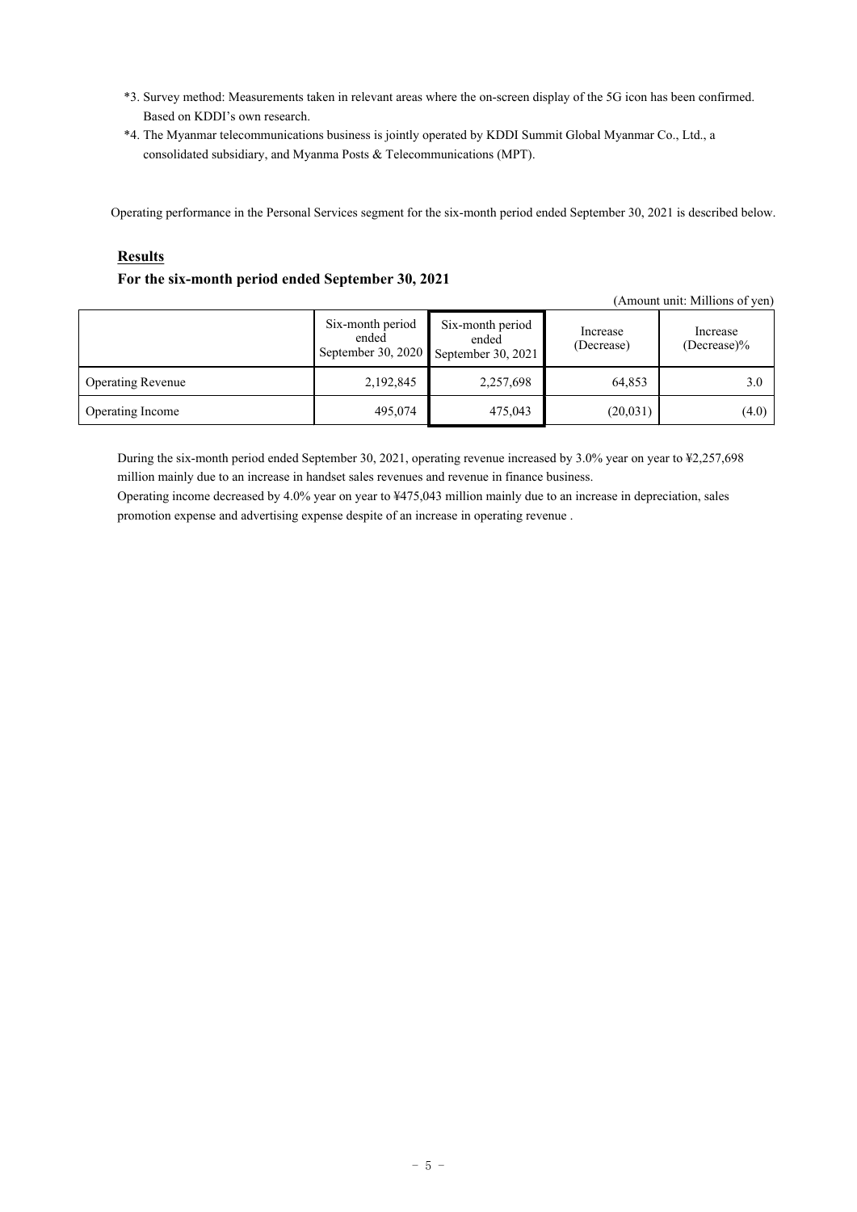*3. Survey method: Measurements taken in relevant areas where the on-screen display of the 5G icon has been confirmed. Based on KDDI's own research.

*4. The Myanmar telecommunications business is jointly operated by KDDI Summit Global Myanmar Co., Ltd., a consolidated subsidiary, and Myanma Posts & Telecommunications (MPT).

Operating performance in the Personal Services segment for the six-month period ended September 30, 2021 is described below.

**Results**

**For the six-month period ended September 30, 2021**

(Amount unit: Millions of yen)

| | Six-month period ended September 30, 2020 | Six-month period ended September 30, 2021 | Increase (Decrease) | Increase (Decrease)% |
|---|---|---|---|---|
| Operating Revenue | 2,192,845 | 2,257,698 | 64,853 | 3.0 |
| Operating Income | 495,074 | 475,043 | (20,031) | (4.0) |

During the six-month period ended September 30, 2021, operating revenue increased by 3.0% year on year to ¥2,257,698 million mainly due to an increase in handset sales revenues and revenue in finance business.

Operating income decreased by 4.0% year on year to ¥475,043 million mainly due to an increase in depreciation, sales promotion expense and advertising expense despite of an increase in operating revenue .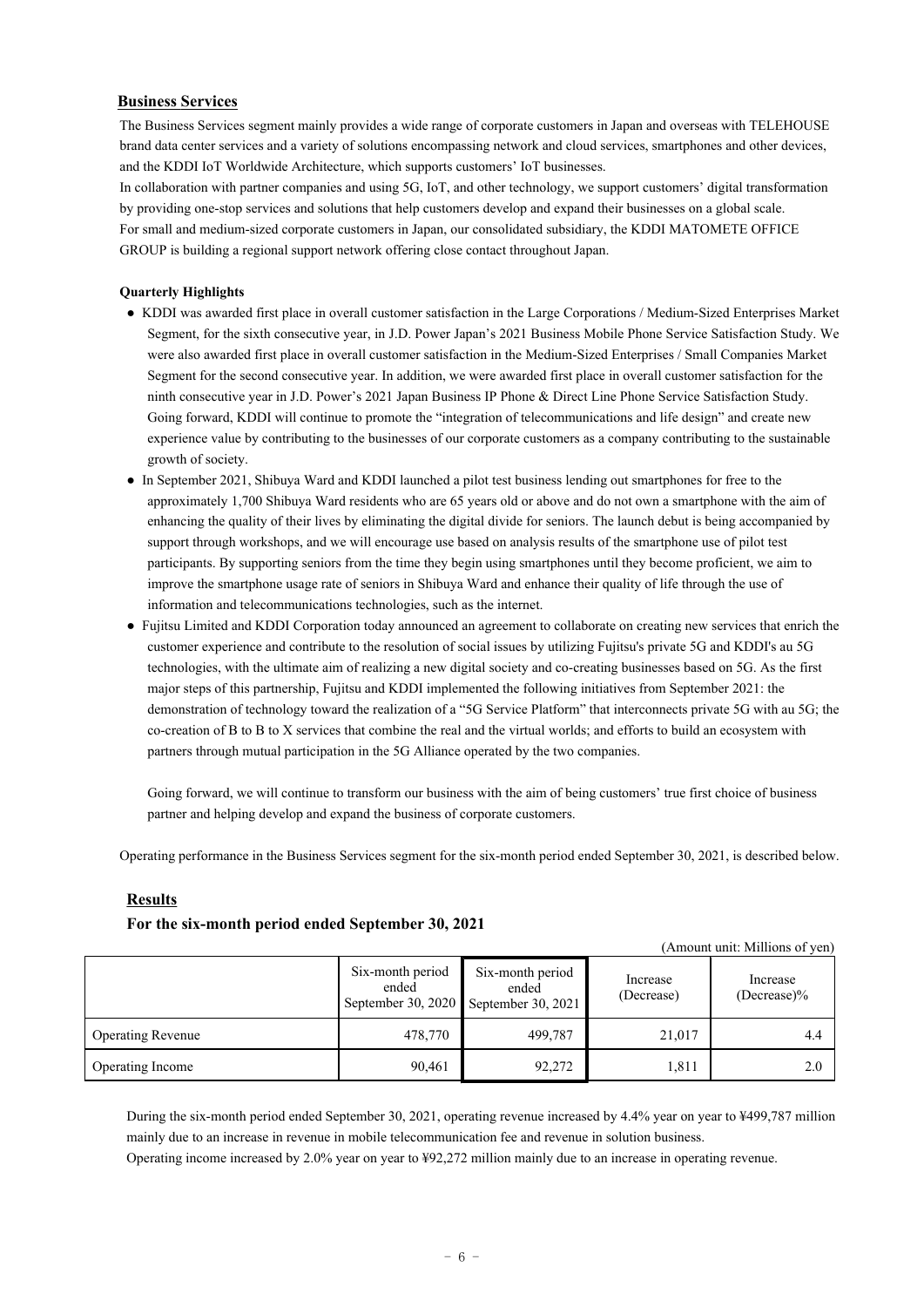## Business Services

The Business Services segment mainly provides a wide range of corporate customers in Japan and overseas with TELEHOUSE brand data center services and a variety of solutions encompassing network and cloud services, smartphones and other devices, and the KDDI IoT Worldwide Architecture, which supports customers' IoT businesses.
In collaboration with partner companies and using 5G, IoT, and other technology, we support customers' digital transformation by providing one-stop services and solutions that help customers develop and expand their businesses on a global scale.
For small and medium-sized corporate customers in Japan, our consolidated subsidiary, the KDDI MATOMETE OFFICE GROUP is building a regional support network offering close contact throughout Japan.

**Quarterly Highlights**

- KDDI was awarded first place in overall customer satisfaction in the Large Corporations / Medium-Sized Enterprises Market Segment, for the sixth consecutive year, in J.D. Power Japan's 2021 Business Mobile Phone Service Satisfaction Study. We were also awarded first place in overall customer satisfaction in the Medium-Sized Enterprises / Small Companies Market Segment for the second consecutive year. In addition, we were awarded first place in overall customer satisfaction for the ninth consecutive year in J.D. Power's 2021 Japan Business IP Phone & Direct Line Phone Service Satisfaction Study. Going forward, KDDI will continue to promote the "integration of telecommunications and life design" and create new experience value by contributing to the businesses of our corporate customers as a company contributing to the sustainable growth of society.
- In September 2021, Shibuya Ward and KDDI launched a pilot test business lending out smartphones for free to the approximately 1,700 Shibuya Ward residents who are 65 years old or above and do not own a smartphone with the aim of enhancing the quality of their lives by eliminating the digital divide for seniors. The launch debut is being accompanied by support through workshops, and we will encourage use based on analysis results of the smartphone use of pilot test participants. By supporting seniors from the time they begin using smartphones until they become proficient, we aim to improve the smartphone usage rate of seniors in Shibuya Ward and enhance their quality of life through the use of information and telecommunications technologies, such as the internet.
- Fujitsu Limited and KDDI Corporation today announced an agreement to collaborate on creating new services that enrich the customer experience and contribute to the resolution of social issues by utilizing Fujitsu's private 5G and KDDI's au 5G technologies, with the ultimate aim of realizing a new digital society and co-creating businesses based on 5G. As the first major steps of this partnership, Fujitsu and KDDI implemented the following initiatives from September 2021: the demonstration of technology toward the realization of a "5G Service Platform" that interconnects private 5G with au 5G; the co-creation of B to B to X services that combine the real and the virtual worlds; and efforts to build an ecosystem with partners through mutual participation in the 5G Alliance operated by the two companies.

  Going forward, we will continue to transform our business with the aim of being customers' true first choice of business partner and helping develop and expand the business of corporate customers.

Operating performance in the Business Services segment for the six-month period ended September 30, 2021, is described below.

### Results

**For the six-month period ended September 30, 2021**

(Amount unit: Millions of yen)

| | Six-month period ended September 30, 2020 | Six-month period ended September 30, 2021 | Increase (Decrease) | Increase (Decrease)% |
|---|---|---|---|---|
| Operating Revenue | 478,770 | 499,787 | 21,017 | 4.4 |
| Operating Income | 90,461 | 92,272 | 1,811 | 2.0 |

During the six-month period ended September 30, 2021, operating revenue increased by 4.4% year on year to ¥499,787 million mainly due to an increase in revenue in mobile telecommunication fee and revenue in solution business.
Operating income increased by 2.0% year on year to ¥92,272 million mainly due to an increase in operating revenue.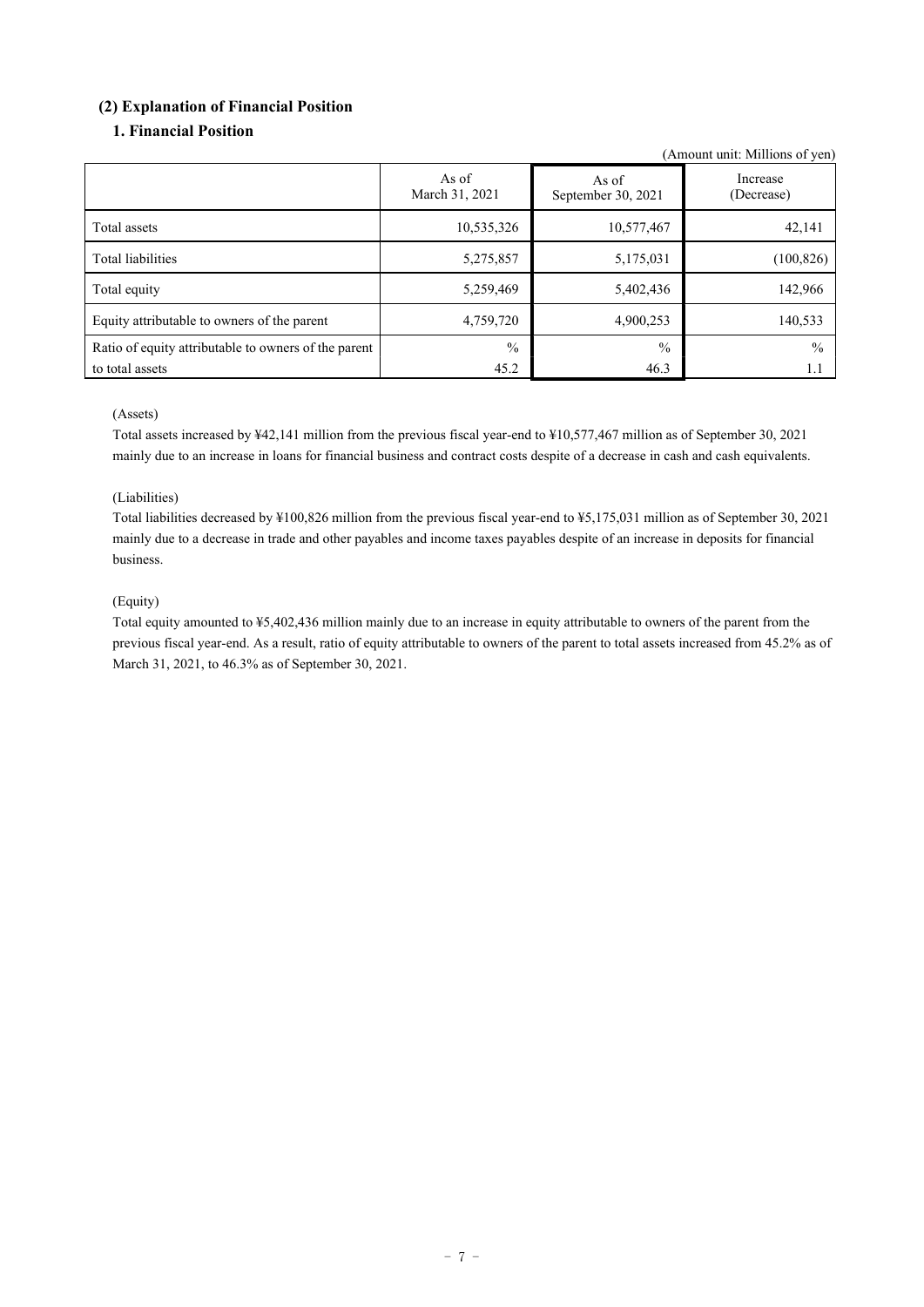## (2) Explanation of Financial Position

### 1. Financial Position

(Amount unit: Millions of yen)

| | As of March 31, 2021 | As of September 30, 2021 | Increase (Decrease) |
|---|---|---|---|
| Total assets | 10,535,326 | 10,577,467 | 42,141 |
| Total liabilities | 5,275,857 | 5,175,031 | (100,826) |
| Total equity | 5,259,469 | 5,402,436 | 142,966 |
| Equity attributable to owners of the parent | 4,759,720 | 4,900,253 | 140,533 |
| Ratio of equity attributable to owners of the parent to total assets | % 45.2 | % 46.3 | % 1.1 |

(Assets)

Total assets increased by ¥42,141 million from the previous fiscal year-end to ¥10,577,467 million as of September 30, 2021 mainly due to an increase in loans for financial business and contract costs despite of a decrease in cash and cash equivalents.

(Liabilities)

Total liabilities decreased by ¥100,826 million from the previous fiscal year-end to ¥5,175,031 million as of September 30, 2021 mainly due to a decrease in trade and other payables and income taxes payables despite of an increase in deposits for financial business.

(Equity)

Total equity amounted to ¥5,402,436 million mainly due to an increase in equity attributable to owners of the parent from the previous fiscal year-end. As a result, ratio of equity attributable to owners of the parent to total assets increased from 45.2% as of March 31, 2021, to 46.3% as of September 30, 2021.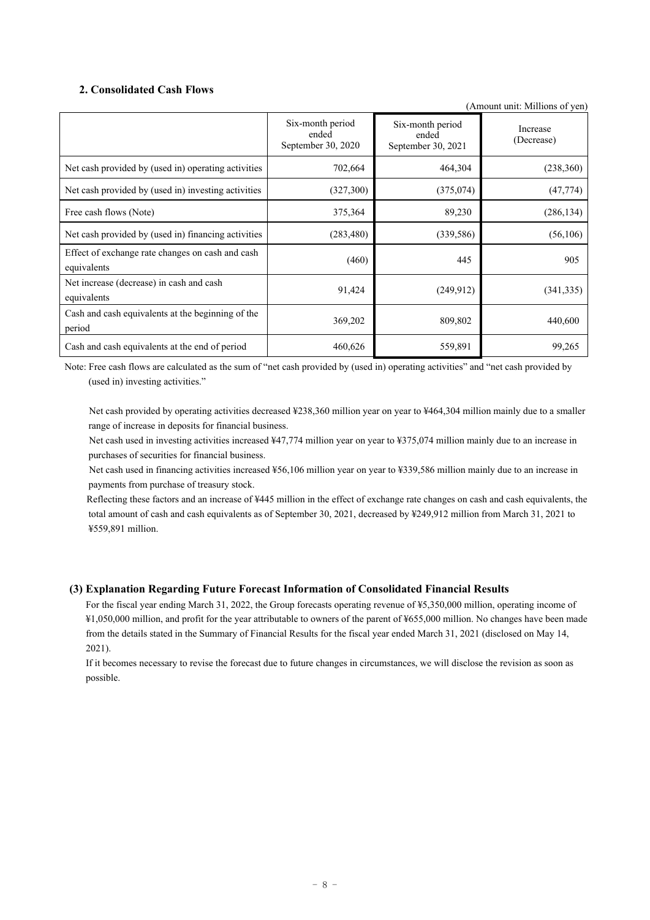## 2. Consolidated Cash Flows

(Amount unit: Millions of yen)

| | Six-month period ended September 30, 2020 | Six-month period ended September 30, 2021 | Increase (Decrease) |
|---|---|---|---|
| Net cash provided by (used in) operating activities | 702,664 | 464,304 | (238,360) |
| Net cash provided by (used in) investing activities | (327,300) | (375,074) | (47,774) |
| Free cash flows (Note) | 375,364 | 89,230 | (286,134) |
| Net cash provided by (used in) financing activities | (283,480) | (339,586) | (56,106) |
| Effect of exchange rate changes on cash and cash equivalents | (460) | 445 | 905 |
| Net increase (decrease) in cash and cash equivalents | 91,424 | (249,912) | (341,335) |
| Cash and cash equivalents at the beginning of the period | 369,202 | 809,802 | 440,600 |
| Cash and cash equivalents at the end of period | 460,626 | 559,891 | 99,265 |

Note: Free cash flows are calculated as the sum of "net cash provided by (used in) operating activities" and "net cash provided by (used in) investing activities."

Net cash provided by operating activities decreased ¥238,360 million year on year to ¥464,304 million mainly due to a smaller range of increase in deposits for financial business.

Net cash used in investing activities increased ¥47,774 million year on year to ¥375,074 million mainly due to an increase in purchases of securities for financial business.

Net cash used in financing activities increased ¥56,106 million year on year to ¥339,586 million mainly due to an increase in payments from purchase of treasury stock.

Reflecting these factors and an increase of ¥445 million in the effect of exchange rate changes on cash and cash equivalents, the total amount of cash and cash equivalents as of September 30, 2021, decreased by ¥249,912 million from March 31, 2021 to ¥559,891 million.

### (3) Explanation Regarding Future Forecast Information of Consolidated Financial Results

For the fiscal year ending March 31, 2022, the Group forecasts operating revenue of ¥5,350,000 million, operating income of ¥1,050,000 million, and profit for the year attributable to owners of the parent of ¥655,000 million. No changes have been made from the details stated in the Summary of Financial Results for the fiscal year ended March 31, 2021 (disclosed on May 14, 2021).

If it becomes necessary to revise the forecast due to future changes in circumstances, we will disclose the revision as soon as possible.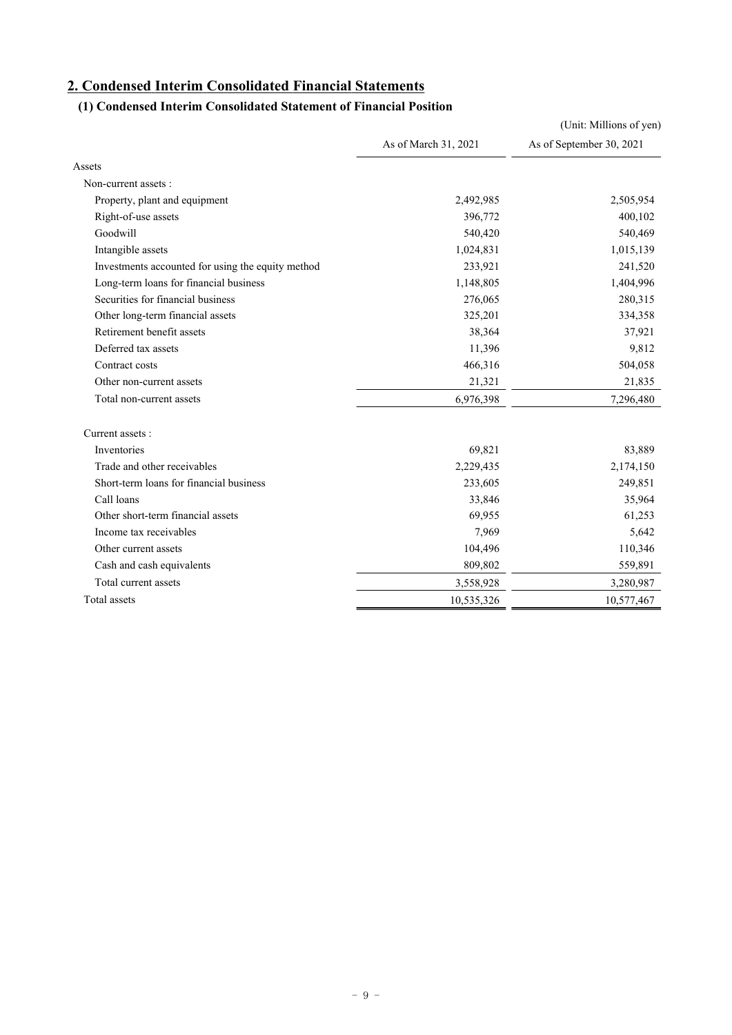## 2. Condensed Interim Consolidated Financial Statements

### (1) Condensed Interim Consolidated Statement of Financial Position

(Unit: Millions of yen)

| | As of March 31, 2021 | As of September 30, 2021 |
|---|---|---|
| Assets | | |
| Non-current assets : | | |
| Property, plant and equipment | 2,492,985 | 2,505,954 |
| Right-of-use assets | 396,772 | 400,102 |
| Goodwill | 540,420 | 540,469 |
| Intangible assets | 1,024,831 | 1,015,139 |
| Investments accounted for using the equity method | 233,921 | 241,520 |
| Long-term loans for financial business | 1,148,805 | 1,404,996 |
| Securities for financial business | 276,065 | 280,315 |
| Other long-term financial assets | 325,201 | 334,358 |
| Retirement benefit assets | 38,364 | 37,921 |
| Deferred tax assets | 11,396 | 9,812 |
| Contract costs | 466,316 | 504,058 |
| Other non-current assets | 21,321 | 21,835 |
| Total non-current assets | 6,976,398 | 7,296,480 |
| Current assets : | | |
| Inventories | 69,821 | 83,889 |
| Trade and other receivables | 2,229,435 | 2,174,150 |
| Short-term loans for financial business | 233,605 | 249,851 |
| Call loans | 33,846 | 35,964 |
| Other short-term financial assets | 69,955 | 61,253 |
| Income tax receivables | 7,969 | 5,642 |
| Other current assets | 104,496 | 110,346 |
| Cash and cash equivalents | 809,802 | 559,891 |
| Total current assets | 3,558,928 | 3,280,987 |
| Total assets | 10,535,326 | 10,577,467 |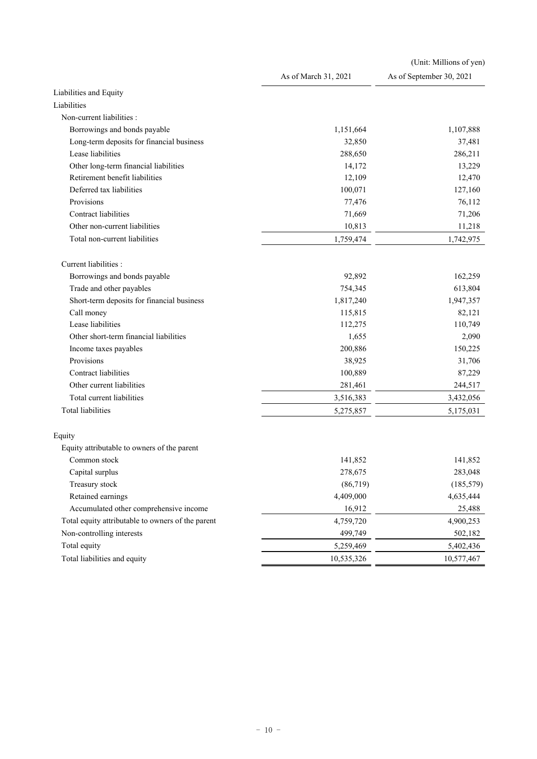(Unit: Millions of yen)

| | As of March 31, 2021 | As of September 30, 2021 |
|---|---|---|
| Liabilities and Equity | | |
| Liabilities | | |
| Non-current liabilities : | | |
| Borrowings and bonds payable | 1,151,664 | 1,107,888 |
| Long-term deposits for financial business | 32,850 | 37,481 |
| Lease liabilities | 288,650 | 286,211 |
| Other long-term financial liabilities | 14,172 | 13,229 |
| Retirement benefit liabilities | 12,109 | 12,470 |
| Deferred tax liabilities | 100,071 | 127,160 |
| Provisions | 77,476 | 76,112 |
| Contract liabilities | 71,669 | 71,206 |
| Other non-current liabilities | 10,813 | 11,218 |
| Total non-current liabilities | 1,759,474 | 1,742,975 |
| Current liabilities : | | |
| Borrowings and bonds payable | 92,892 | 162,259 |
| Trade and other payables | 754,345 | 613,804 |
| Short-term deposits for financial business | 1,817,240 | 1,947,357 |
| Call money | 115,815 | 82,121 |
| Lease liabilities | 112,275 | 110,749 |
| Other short-term financial liabilities | 1,655 | 2,090 |
| Income taxes payables | 200,886 | 150,225 |
| Provisions | 38,925 | 31,706 |
| Contract liabilities | 100,889 | 87,229 |
| Other current liabilities | 281,461 | 244,517 |
| Total current liabilities | 3,516,383 | 3,432,056 |
| Total liabilities | 5,275,857 | 5,175,031 |
| Equity | | |
| Equity attributable to owners of the parent | | |
| Common stock | 141,852 | 141,852 |
| Capital surplus | 278,675 | 283,048 |
| Treasury stock | (86,719) | (185,579) |
| Retained earnings | 4,409,000 | 4,635,444 |
| Accumulated other comprehensive income | 16,912 | 25,488 |
| Total equity attributable to owners of the parent | 4,759,720 | 4,900,253 |
| Non-controlling interests | 499,749 | 502,182 |
| Total equity | 5,259,469 | 5,402,436 |
| Total liabilities and equity | 10,535,326 | 10,577,467 |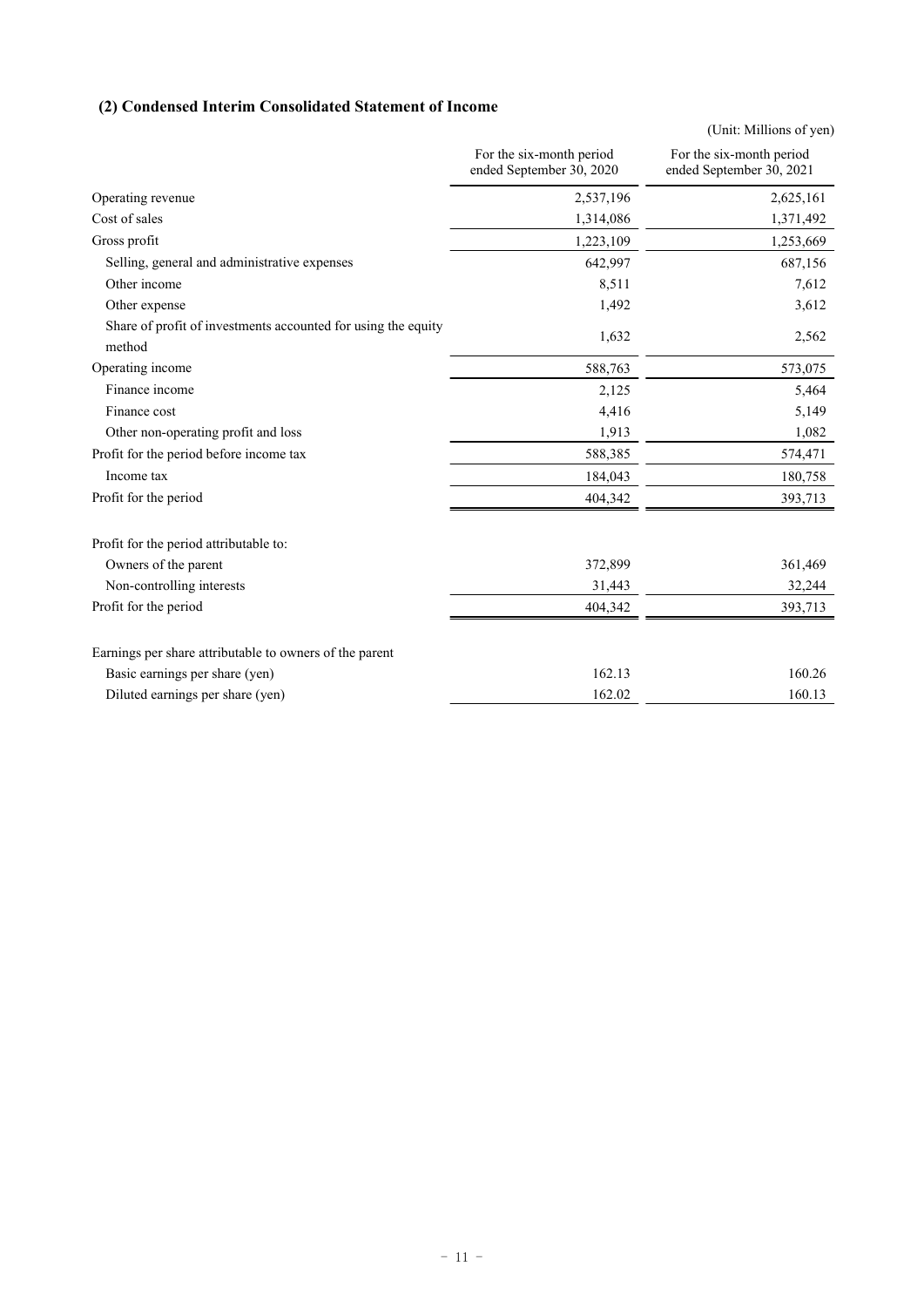### (2) Condensed Interim Consolidated Statement of Income

(Unit: Millions of yen)

| | For the six-month period ended September 30, 2020 | For the six-month period ended September 30, 2021 |
|---|---|---|
| Operating revenue | 2,537,196 | 2,625,161 |
| Cost of sales | 1,314,086 | 1,371,492 |
| Gross profit | 1,223,109 | 1,253,669 |
| Selling, general and administrative expenses | 642,997 | 687,156 |
| Other income | 8,511 | 7,612 |
| Other expense | 1,492 | 3,612 |
| Share of profit of investments accounted for using the equity method | 1,632 | 2,562 |
| Operating income | 588,763 | 573,075 |
| Finance income | 2,125 | 5,464 |
| Finance cost | 4,416 | 5,149 |
| Other non-operating profit and loss | 1,913 | 1,082 |
| Profit for the period before income tax | 588,385 | 574,471 |
| Income tax | 184,043 | 180,758 |
| Profit for the period | 404,342 | 393,713 |
| | | |
| Profit for the period attributable to: | | |
| Owners of the parent | 372,899 | 361,469 |
| Non-controlling interests | 31,443 | 32,244 |
| Profit for the period | 404,342 | 393,713 |
| | | |
| Earnings per share attributable to owners of the parent | | |
| Basic earnings per share (yen) | 162.13 | 160.26 |
| Diluted earnings per share (yen) | 162.02 | 160.13 |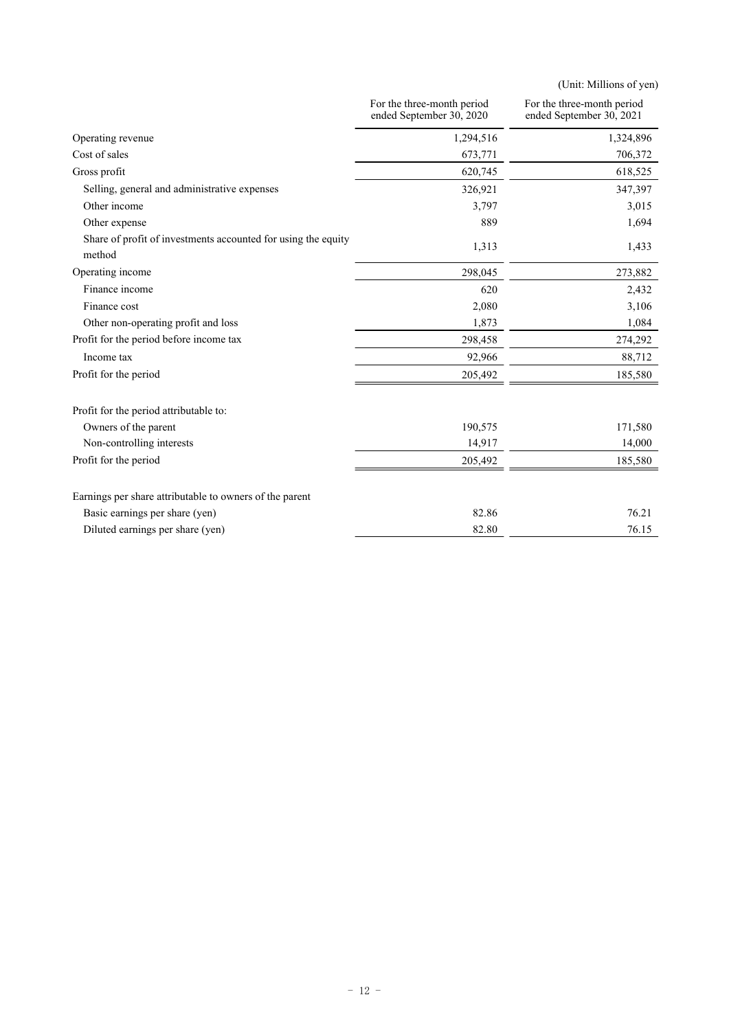(Unit: Millions of yen)

| | For the three-month period ended September 30, 2020 | For the three-month period ended September 30, 2021 |
|---|---|---|
| Operating revenue | 1,294,516 | 1,324,896 |
| Cost of sales | 673,771 | 706,372 |
| Gross profit | 620,745 | 618,525 |
| Selling, general and administrative expenses | 326,921 | 347,397 |
| Other income | 3,797 | 3,015 |
| Other expense | 889 | 1,694 |
| Share of profit of investments accounted for using the equity method | 1,313 | 1,433 |
| Operating income | 298,045 | 273,882 |
| Finance income | 620 | 2,432 |
| Finance cost | 2,080 | 3,106 |
| Other non-operating profit and loss | 1,873 | 1,084 |
| Profit for the period before income tax | 298,458 | 274,292 |
| Income tax | 92,966 | 88,712 |
| Profit for the period | 205,492 | 185,580 |
| | | |
| Profit for the period attributable to: | | |
| Owners of the parent | 190,575 | 171,580 |
| Non-controlling interests | 14,917 | 14,000 |
| Profit for the period | 205,492 | 185,580 |
| | | |
| Earnings per share attributable to owners of the parent | | |
| Basic earnings per share (yen) | 82.86 | 76.21 |
| Diluted earnings per share (yen) | 82.80 | 76.15 |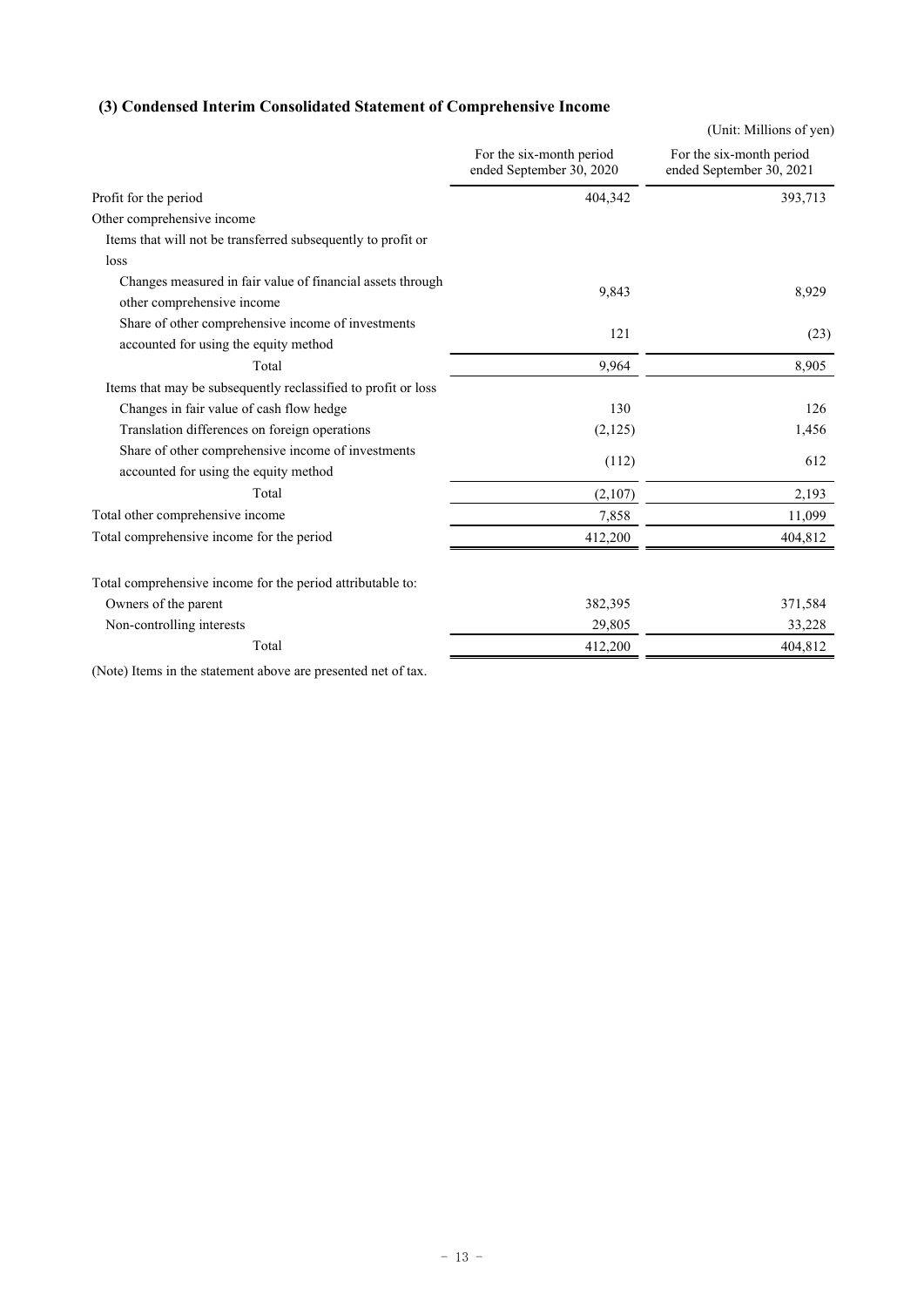### (3) Condensed Interim Consolidated Statement of Comprehensive Income

(Unit: Millions of yen)

| | For the six-month period ended September 30, 2020 | For the six-month period ended September 30, 2021 |
|---|---|---|
| Profit for the period | 404,342 | 393,713 |
| Other comprehensive income | | |
| Items that will not be transferred subsequently to profit or loss | | |
| Changes measured in fair value of financial assets through other comprehensive income | 9,843 | 8,929 |
| Share of other comprehensive income of investments accounted for using the equity method | 121 | (23) |
| Total | 9,964 | 8,905 |
| Items that may be subsequently reclassified to profit or loss | | |
| Changes in fair value of cash flow hedge | 130 | 126 |
| Translation differences on foreign operations | (2,125) | 1,456 |
| Share of other comprehensive income of investments accounted for using the equity method | (112) | 612 |
| Total | (2,107) | 2,193 |
| Total other comprehensive income | 7,858 | 11,099 |
| Total comprehensive income for the period | 412,200 | 404,812 |
| | | |
| Total comprehensive income for the period attributable to: | | |
| Owners of the parent | 382,395 | 371,584 |
| Non-controlling interests | 29,805 | 33,228 |
| Total | 412,200 | 404,812 |

(Note) Items in the statement above are presented net of tax.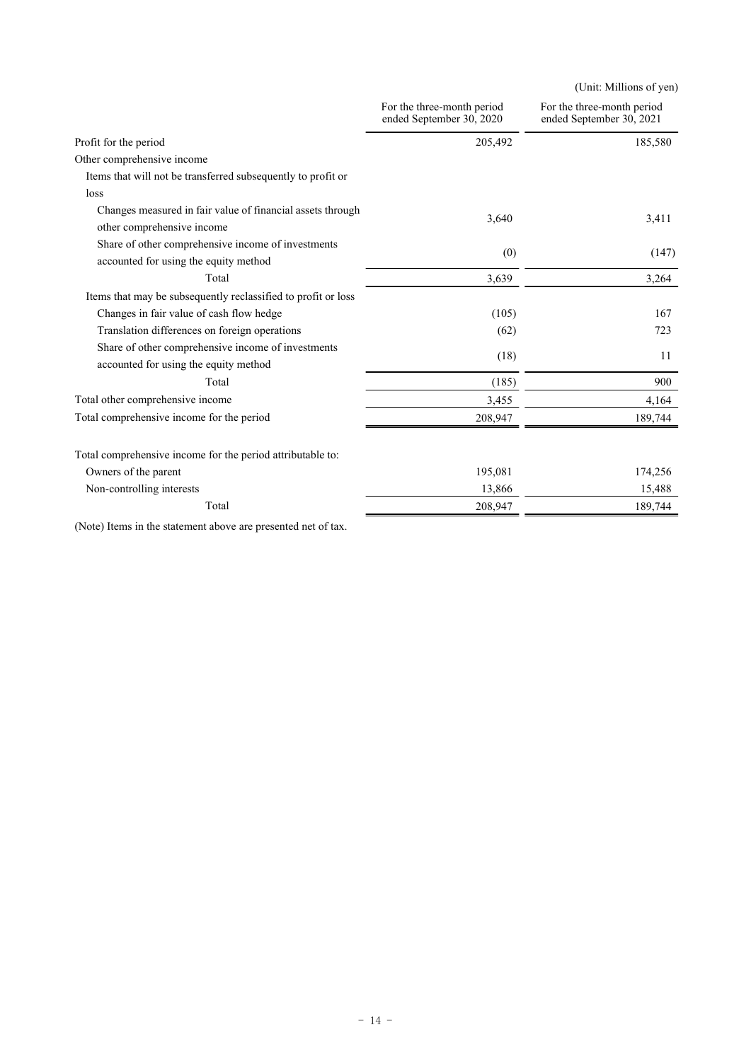(Unit: Millions of yen)

| | For the three-month period ended September 30, 2020 | For the three-month period ended September 30, 2021 |
|---|---|---|
| Profit for the period | 205,492 | 185,580 |
| Other comprehensive income | | |
| Items that will not be transferred subsequently to profit or loss | | |
| Changes measured in fair value of financial assets through other comprehensive income | 3,640 | 3,411 |
| Share of other comprehensive income of investments accounted for using the equity method | (0) | (147) |
| Total | 3,639 | 3,264 |
| Items that may be subsequently reclassified to profit or loss | | |
| Changes in fair value of cash flow hedge | (105) | 167 |
| Translation differences on foreign operations | (62) | 723 |
| Share of other comprehensive income of investments accounted for using the equity method | (18) | 11 |
| Total | (185) | 900 |
| Total other comprehensive income | 3,455 | 4,164 |
| Total comprehensive income for the period | 208,947 | 189,744 |
| | | |
| Total comprehensive income for the period attributable to: | | |
| Owners of the parent | 195,081 | 174,256 |
| Non-controlling interests | 13,866 | 15,488 |
| Total | 208,947 | 189,744 |

(Note) Items in the statement above are presented net of tax.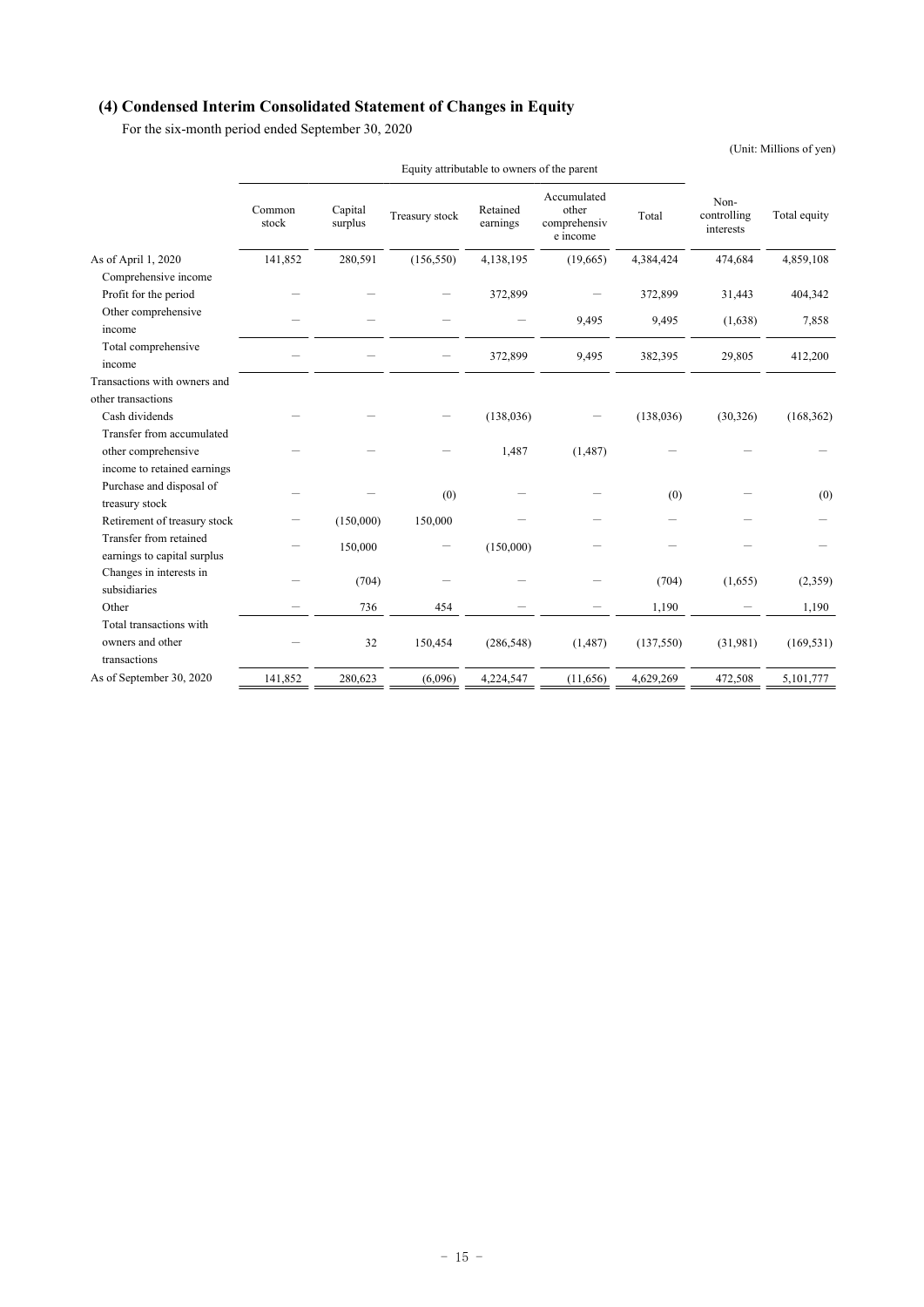## (4) Condensed Interim Consolidated Statement of Changes in Equity

For the six-month period ended September 30, 2020

(Unit: Millions of yen)

| | Equity attributable to owners of the parent | | | | | | | |
|---|---|---|---|---|---|---|---|---|
| | Common stock | Capital surplus | Treasury stock | Retained earnings | Accumulated other comprehensive income | Total | Non-controlling interests | Total equity |
| As of April 1, 2020 | 141,852 | 280,591 | (156,550) | 4,138,195 | (19,665) | 4,384,424 | 474,684 | 4,859,108 |
| Comprehensive income | | | | | | | | |
| Profit for the period | － | － | － | 372,899 | － | 372,899 | 31,443 | 404,342 |
| Other comprehensive income | － | － | － | － | 9,495 | 9,495 | (1,638) | 7,858 |
| Total comprehensive income | － | － | － | 372,899 | 9,495 | 382,395 | 29,805 | 412,200 |
| Transactions with owners and other transactions | | | | | | | | |
| Cash dividends | － | － | － | (138,036) | － | (138,036) | (30,326) | (168,362) |
| Transfer from accumulated other comprehensive income to retained earnings | － | － | － | 1,487 | (1,487) | － | － | － |
| Purchase and disposal of treasury stock | － | － | (0) | － | － | (0) | － | (0) |
| Retirement of treasury stock | － | (150,000) | 150,000 | － | － | － | － | － |
| Transfer from retained earnings to capital surplus | － | 150,000 | － | (150,000) | － | － | － | － |
| Changes in interests in subsidiaries | － | (704) | － | － | － | (704) | (1,655) | (2,359) |
| Other | － | 736 | 454 | － | － | 1,190 | － | 1,190 |
| Total transactions with owners and other transactions | － | 32 | 150,454 | (286,548) | (1,487) | (137,550) | (31,981) | (169,531) |
| As of September 30, 2020 | 141,852 | 280,623 | (6,096) | 4,224,547 | (11,656) | 4,629,269 | 472,508 | 5,101,777 |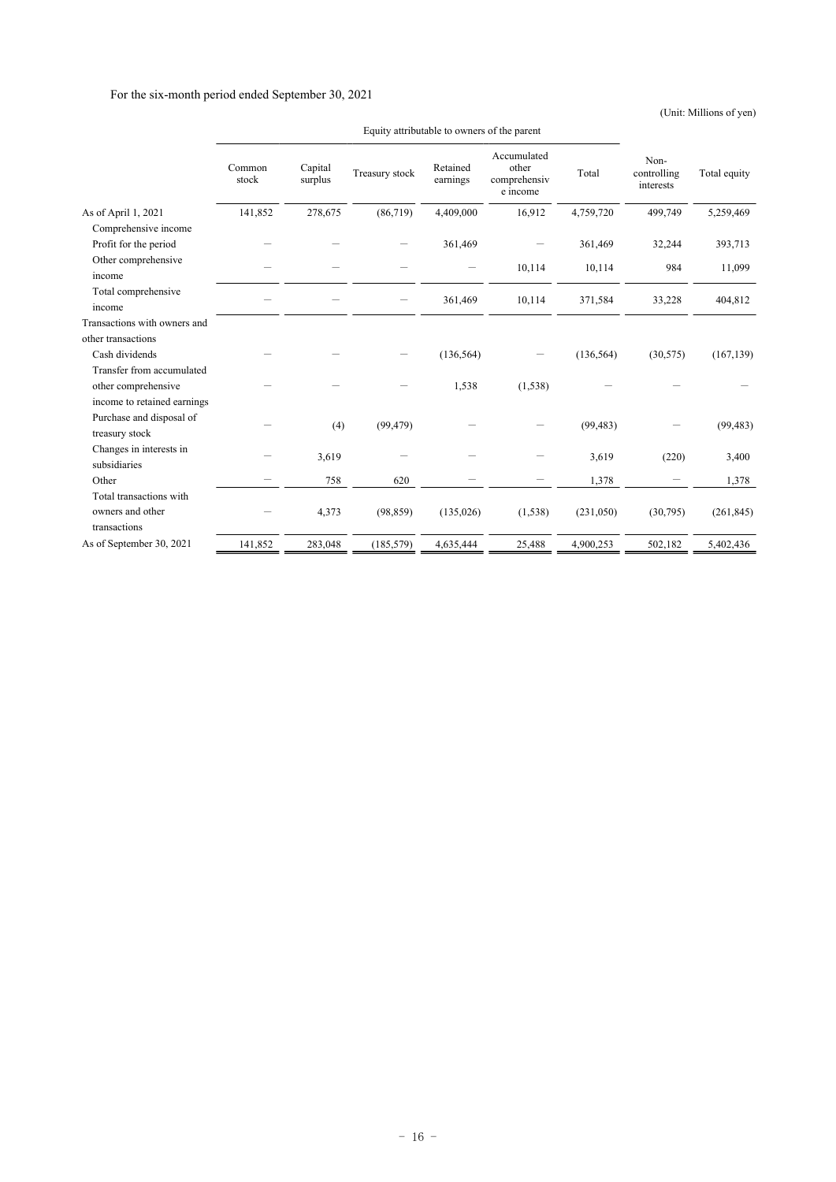For the six-month period ended September 30, 2021

(Unit: Millions of yen)

| | Equity attributable to owners of the parent | | | | | | | |
|---|---|---|---|---|---|---|---|---|
| | Common stock | Capital surplus | Treasury stock | Retained earnings | Accumulated other comprehensive income | Total | Non-controlling interests | Total equity |
| As of April 1, 2021 | 141,852 | 278,675 | (86,719) | 4,409,000 | 16,912 | 4,759,720 | 499,749 | 5,259,469 |
| Comprehensive income | | | | | | | | |
| Profit for the period | － | － | － | 361,469 | － | 361,469 | 32,244 | 393,713 |
| Other comprehensive income | － | － | － | － | 10,114 | 10,114 | 984 | 11,099 |
| Total comprehensive income | － | － | － | 361,469 | 10,114 | 371,584 | 33,228 | 404,812 |
| Transactions with owners and other transactions | | | | | | | | |
| Cash dividends | － | － | － | (136,564) | － | (136,564) | (30,575) | (167,139) |
| Transfer from accumulated other comprehensive income to retained earnings | － | － | － | 1,538 | (1,538) | － | － | － |
| Purchase and disposal of treasury stock | － | (4) | (99,479) | － | － | (99,483) | － | (99,483) |
| Changes in interests in subsidiaries | － | 3,619 | － | － | － | 3,619 | (220) | 3,400 |
| Other | － | 758 | 620 | － | － | 1,378 | － | 1,378 |
| Total transactions with owners and other transactions | － | 4,373 | (98,859) | (135,026) | (1,538) | (231,050) | (30,795) | (261,845) |
| As of September 30, 2021 | 141,852 | 283,048 | (185,579) | 4,635,444 | 25,488 | 4,900,253 | 502,182 | 5,402,436 |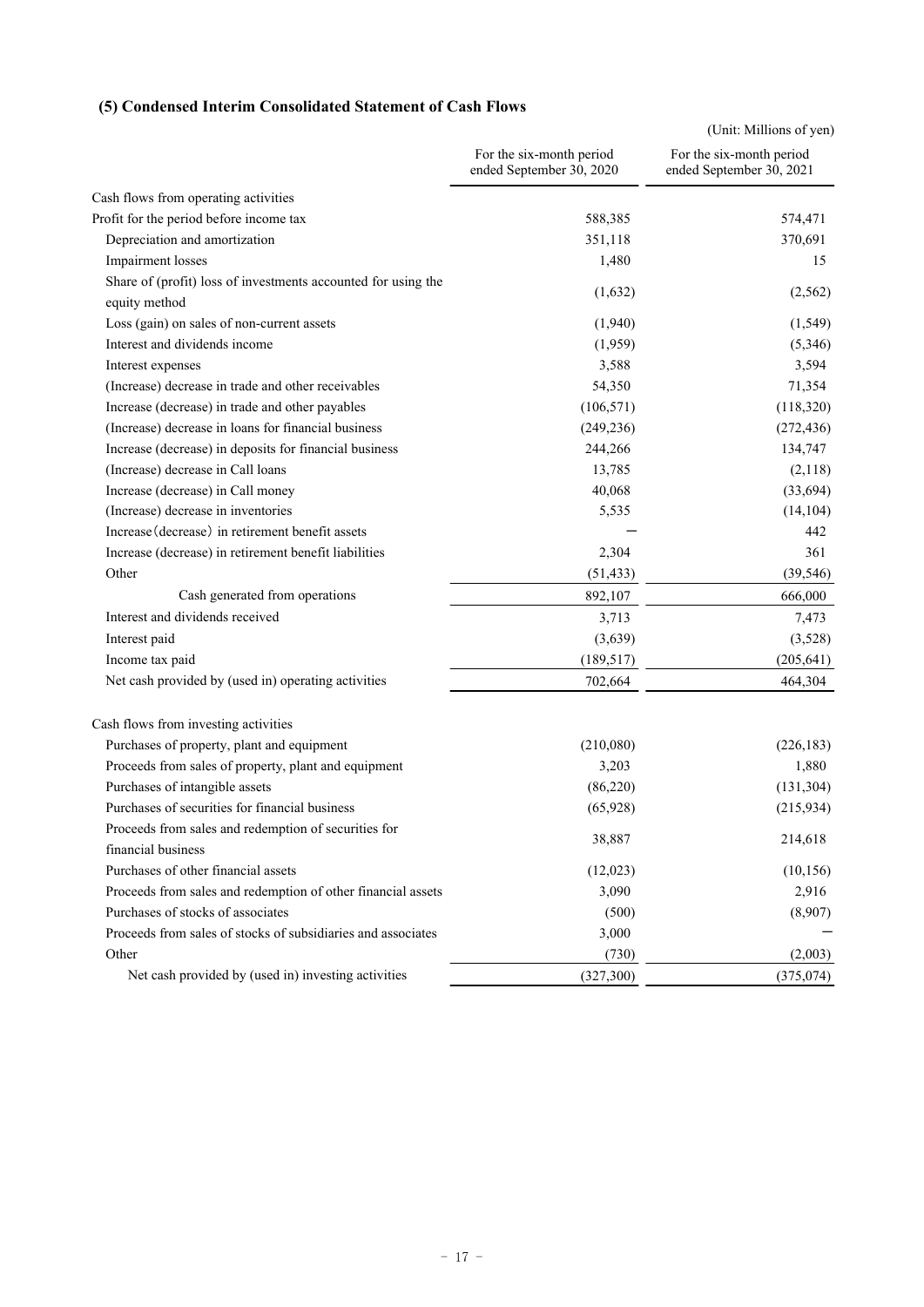### (5) Condensed Interim Consolidated Statement of Cash Flows

(Unit: Millions of yen)

| | For the six-month period ended September 30, 2020 | For the six-month period ended September 30, 2021 |
|---|---|---|
| Cash flows from operating activities | | |
| Profit for the period before income tax | 588,385 | 574,471 |
| Depreciation and amortization | 351,118 | 370,691 |
| Impairment losses | 1,480 | 15 |
| Share of (profit) loss of investments accounted for using the equity method | (1,632) | (2,562) |
| Loss (gain) on sales of non-current assets | (1,940) | (1,549) |
| Interest and dividends income | (1,959) | (5,346) |
| Interest expenses | 3,588 | 3,594 |
| (Increase) decrease in trade and other receivables | 54,350 | 71,354 |
| Increase (decrease) in trade and other payables | (106,571) | (118,320) |
| (Increase) decrease in loans for financial business | (249,236) | (272,436) |
| Increase (decrease) in deposits for financial business | 244,266 | 134,747 |
| (Increase) decrease in Call loans | 13,785 | (2,118) |
| Increase (decrease) in Call money | 40,068 | (33,694) |
| (Increase) decrease in inventories | 5,535 | (14,104) |
| Increase (decrease) in retirement benefit assets | − | 442 |
| Increase (decrease) in retirement benefit liabilities | 2,304 | 361 |
| Other | (51,433) | (39,546) |
| Cash generated from operations | 892,107 | 666,000 |
| Interest and dividends received | 3,713 | 7,473 |
| Interest paid | (3,639) | (3,528) |
| Income tax paid | (189,517) | (205,641) |
| Net cash provided by (used in) operating activities | 702,664 | 464,304 |
| Cash flows from investing activities | | |
| Purchases of property, plant and equipment | (210,080) | (226,183) |
| Proceeds from sales of property, plant and equipment | 3,203 | 1,880 |
| Purchases of intangible assets | (86,220) | (131,304) |
| Purchases of securities for financial business | (65,928) | (215,934) |
| Proceeds from sales and redemption of securities for financial business | 38,887 | 214,618 |
| Purchases of other financial assets | (12,023) | (10,156) |
| Proceeds from sales and redemption of other financial assets | 3,090 | 2,916 |
| Purchases of stocks of associates | (500) | (8,907) |
| Proceeds from sales of stocks of subsidiaries and associates | 3,000 | − |
| Other | (730) | (2,003) |
| Net cash provided by (used in) investing activities | (327,300) | (375,074) |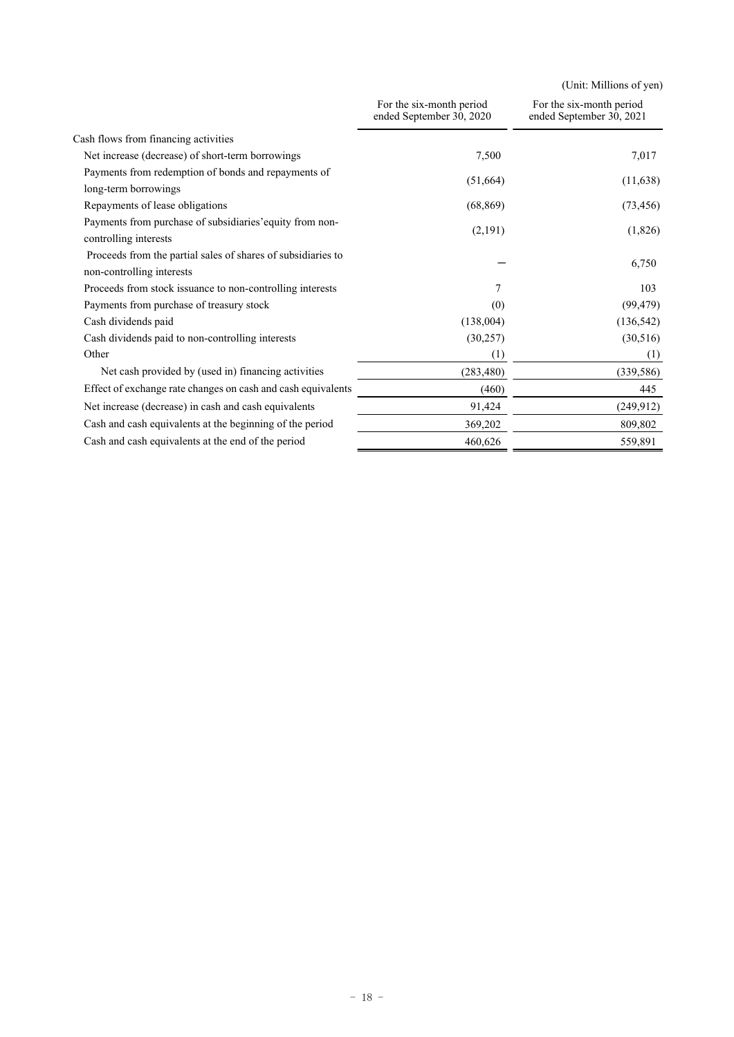(Unit: Millions of yen)

| | For the six-month period ended September 30, 2020 | For the six-month period ended September 30, 2021 |
|---|---|---|
| Cash flows from financing activities | | |
| Net increase (decrease) of short-term borrowings | 7,500 | 7,017 |
| Payments from redemption of bonds and repayments of long-term borrowings | (51,664) | (11,638) |
| Repayments of lease obligations | (68,869) | (73,456) |
| Payments from purchase of subsidiaries' equity from non-controlling interests | (2,191) | (1,826) |
| Proceeds from the partial sales of shares of subsidiaries to non-controlling interests | − | 6,750 |
| Proceeds from stock issuance to non-controlling interests | 7 | 103 |
| Payments from purchase of treasury stock | (0) | (99,479) |
| Cash dividends paid | (138,004) | (136,542) |
| Cash dividends paid to non-controlling interests | (30,257) | (30,516) |
| Other | (1) | (1) |
| Net cash provided by (used in) financing activities | (283,480) | (339,586) |
| Effect of exchange rate changes on cash and cash equivalents | (460) | 445 |
| Net increase (decrease) in cash and cash equivalents | 91,424 | (249,912) |
| Cash and cash equivalents at the beginning of the period | 369,202 | 809,802 |
| Cash and cash equivalents at the end of the period | 460,626 | 559,891 |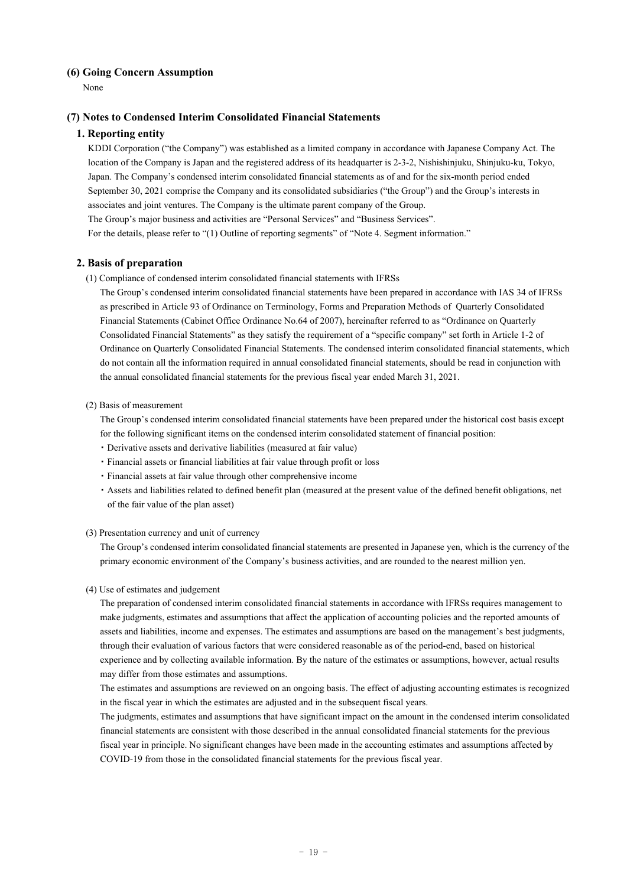### (6) Going Concern Assumption

None

### (7) Notes to Condensed Interim Consolidated Financial Statements

#### 1. Reporting entity

KDDI Corporation ("the Company") was established as a limited company in accordance with Japanese Company Act. The location of the Company is Japan and the registered address of its headquarter is 2-3-2, Nishishinjuku, Shinjuku-ku, Tokyo, Japan. The Company's condensed interim consolidated financial statements as of and for the six-month period ended September 30, 2021 comprise the Company and its consolidated subsidiaries ("the Group") and the Group's interests in associates and joint ventures. The Company is the ultimate parent company of the Group.

The Group's major business and activities are "Personal Services" and "Business Services".

For the details, please refer to "(1) Outline of reporting segments" of "Note 4. Segment information."

#### 2. Basis of preparation

(1) Compliance of condensed interim consolidated financial statements with IFRSs

The Group's condensed interim consolidated financial statements have been prepared in accordance with IAS 34 of IFRSs as prescribed in Article 93 of Ordinance on Terminology, Forms and Preparation Methods of Quarterly Consolidated Financial Statements (Cabinet Office Ordinance No.64 of 2007), hereinafter referred to as "Ordinance on Quarterly Consolidated Financial Statements" as they satisfy the requirement of a "specific company" set forth in Article 1-2 of Ordinance on Quarterly Consolidated Financial Statements. The condensed interim consolidated financial statements, which do not contain all the information required in annual consolidated financial statements, should be read in conjunction with the annual consolidated financial statements for the previous fiscal year ended March 31, 2021.

(2) Basis of measurement

The Group's condensed interim consolidated financial statements have been prepared under the historical cost basis except for the following significant items on the condensed interim consolidated statement of financial position:

- Derivative assets and derivative liabilities (measured at fair value)
- Financial assets or financial liabilities at fair value through profit or loss
- Financial assets at fair value through other comprehensive income
- Assets and liabilities related to defined benefit plan (measured at the present value of the defined benefit obligations, net of the fair value of the plan asset)

(3) Presentation currency and unit of currency

The Group's condensed interim consolidated financial statements are presented in Japanese yen, which is the currency of the primary economic environment of the Company's business activities, and are rounded to the nearest million yen.

(4) Use of estimates and judgement

The preparation of condensed interim consolidated financial statements in accordance with IFRSs requires management to make judgments, estimates and assumptions that affect the application of accounting policies and the reported amounts of assets and liabilities, income and expenses. The estimates and assumptions are based on the management's best judgments, through their evaluation of various factors that were considered reasonable as of the period-end, based on historical experience and by collecting available information. By the nature of the estimates or assumptions, however, actual results may differ from those estimates and assumptions.

The estimates and assumptions are reviewed on an ongoing basis. The effect of adjusting accounting estimates is recognized in the fiscal year in which the estimates are adjusted and in the subsequent fiscal years.

The judgments, estimates and assumptions that have significant impact on the amount in the condensed interim consolidated financial statements are consistent with those described in the annual consolidated financial statements for the previous fiscal year in principle. No significant changes have been made in the accounting estimates and assumptions affected by COVID-19 from those in the consolidated financial statements for the previous fiscal year.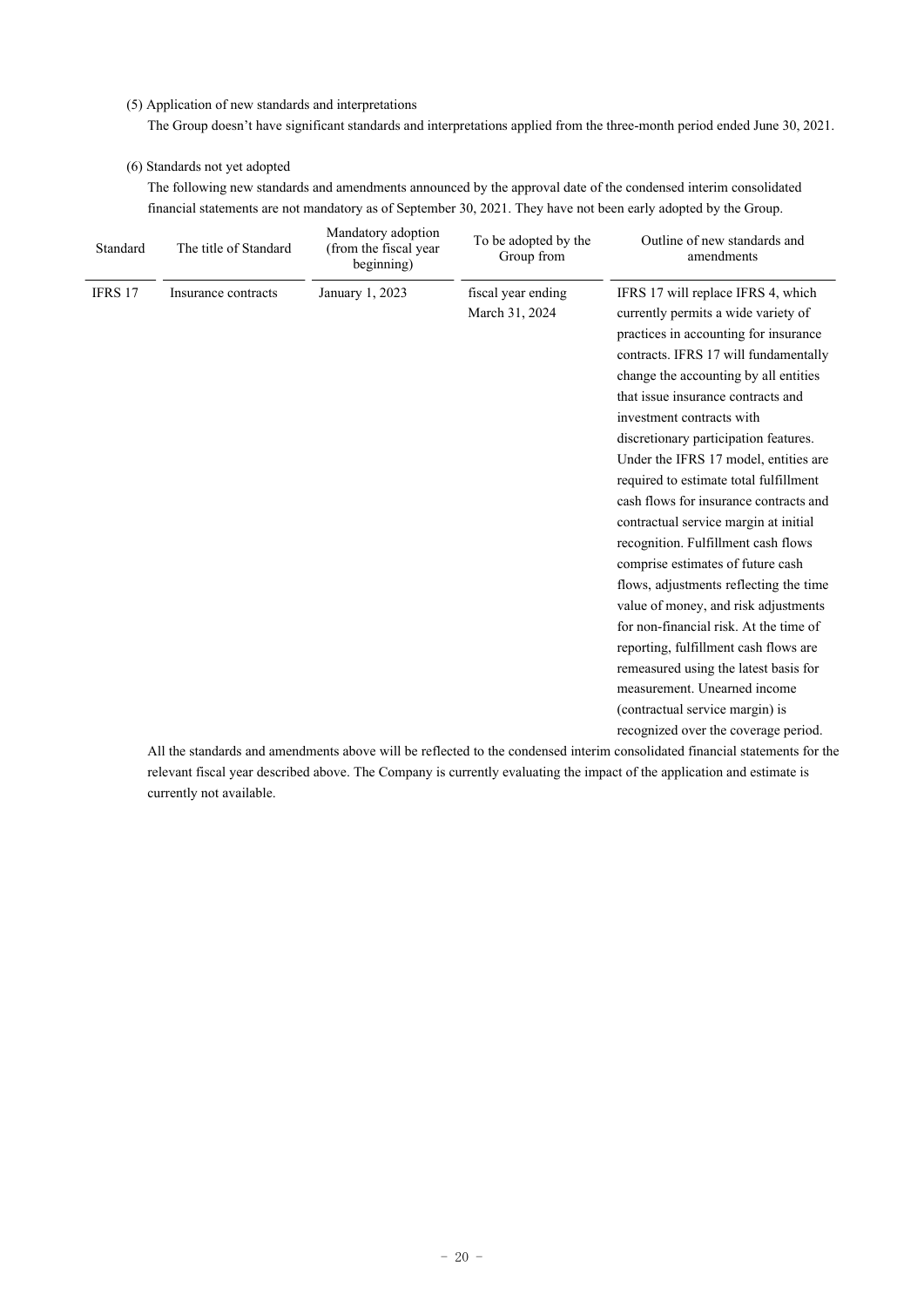(5) Application of new standards and interpretations

The Group doesn't have significant standards and interpretations applied from the three-month period ended June 30, 2021.

(6) Standards not yet adopted

The following new standards and amendments announced by the approval date of the condensed interim consolidated financial statements are not mandatory as of September 30, 2021. They have not been early adopted by the Group.

| Standard | The title of Standard | Mandatory adoption (from the fiscal year beginning) | To be adopted by the Group from | Outline of new standards and amendments |
|---|---|---|---|---|
| IFRS 17 | Insurance contracts | January 1, 2023 | fiscal year ending March 31, 2024 | IFRS 17 will replace IFRS 4, which currently permits a wide variety of practices in accounting for insurance contracts. IFRS 17 will fundamentally change the accounting by all entities that issue insurance contracts and investment contracts with discretionary participation features. Under the IFRS 17 model, entities are required to estimate total fulfillment cash flows for insurance contracts and contractual service margin at initial recognition. Fulfillment cash flows comprise estimates of future cash flows, adjustments reflecting the time value of money, and risk adjustments for non-financial risk. At the time of reporting, fulfillment cash flows are remeasured using the latest basis for measurement. Unearned income (contractual service margin) is recognized over the coverage period. |

All the standards and amendments above will be reflected to the condensed interim consolidated financial statements for the relevant fiscal year described above. The Company is currently evaluating the impact of the application and estimate is currently not available.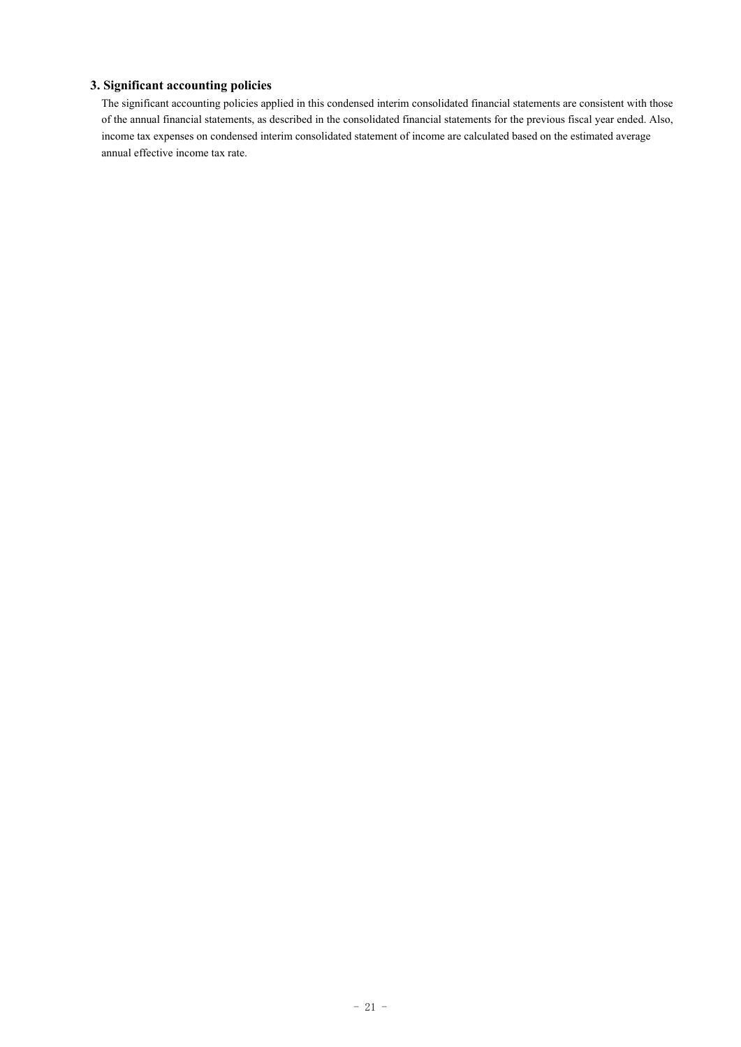### 3. Significant accounting policies

The significant accounting policies applied in this condensed interim consolidated financial statements are consistent with those of the annual financial statements, as described in the consolidated financial statements for the previous fiscal year ended. Also, income tax expenses on condensed interim consolidated statement of income are calculated based on the estimated average annual effective income tax rate.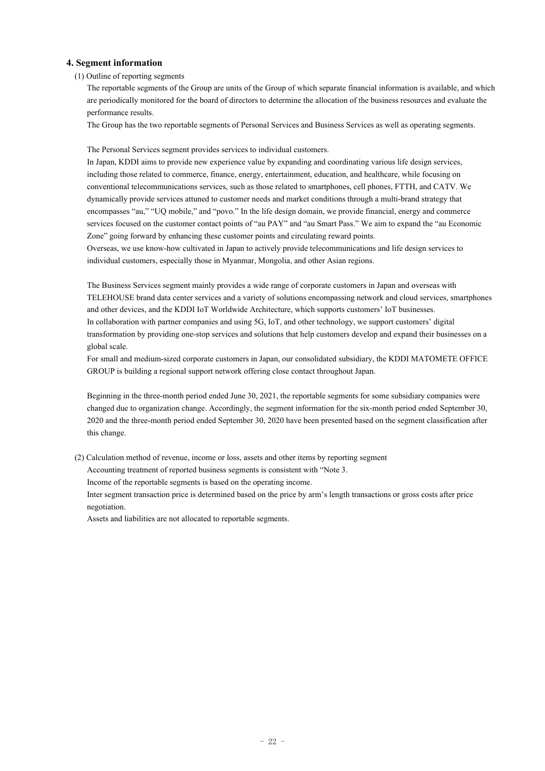## 4. Segment information

(1) Outline of reporting segments

The reportable segments of the Group are units of the Group of which separate financial information is available, and which are periodically monitored for the board of directors to determine the allocation of the business resources and evaluate the performance results.

The Group has the two reportable segments of Personal Services and Business Services as well as operating segments.

The Personal Services segment provides services to individual customers.

In Japan, KDDI aims to provide new experience value by expanding and coordinating various life design services, including those related to commerce, finance, energy, entertainment, education, and healthcare, while focusing on conventional telecommunications services, such as those related to smartphones, cell phones, FTTH, and CATV. We dynamically provide services attuned to customer needs and market conditions through a multi-brand strategy that encompasses "au," "UQ mobile," and "povo." In the life design domain, we provide financial, energy and commerce services focused on the customer contact points of "au PAY" and "au Smart Pass." We aim to expand the "au Economic Zone" going forward by enhancing these customer points and circulating reward points.

Overseas, we use know-how cultivated in Japan to actively provide telecommunications and life design services to individual customers, especially those in Myanmar, Mongolia, and other Asian regions.

The Business Services segment mainly provides a wide range of corporate customers in Japan and overseas with TELEHOUSE brand data center services and a variety of solutions encompassing network and cloud services, smartphones and other devices, and the KDDI IoT Worldwide Architecture, which supports customers' IoT businesses.

In collaboration with partner companies and using 5G, IoT, and other technology, we support customers' digital transformation by providing one-stop services and solutions that help customers develop and expand their businesses on a global scale.

For small and medium-sized corporate customers in Japan, our consolidated subsidiary, the KDDI MATOMETE OFFICE GROUP is building a regional support network offering close contact throughout Japan.

Beginning in the three-month period ended June 30, 2021, the reportable segments for some subsidiary companies were changed due to organization change. Accordingly, the segment information for the six-month period ended September 30, 2020 and the three-month period ended September 30, 2020 have been presented based on the segment classification after this change.

(2) Calculation method of revenue, income or loss, assets and other items by reporting segment

Accounting treatment of reported business segments is consistent with "Note 3.

Income of the reportable segments is based on the operating income.

Inter segment transaction price is determined based on the price by arm's length transactions or gross costs after price negotiation.

Assets and liabilities are not allocated to reportable segments.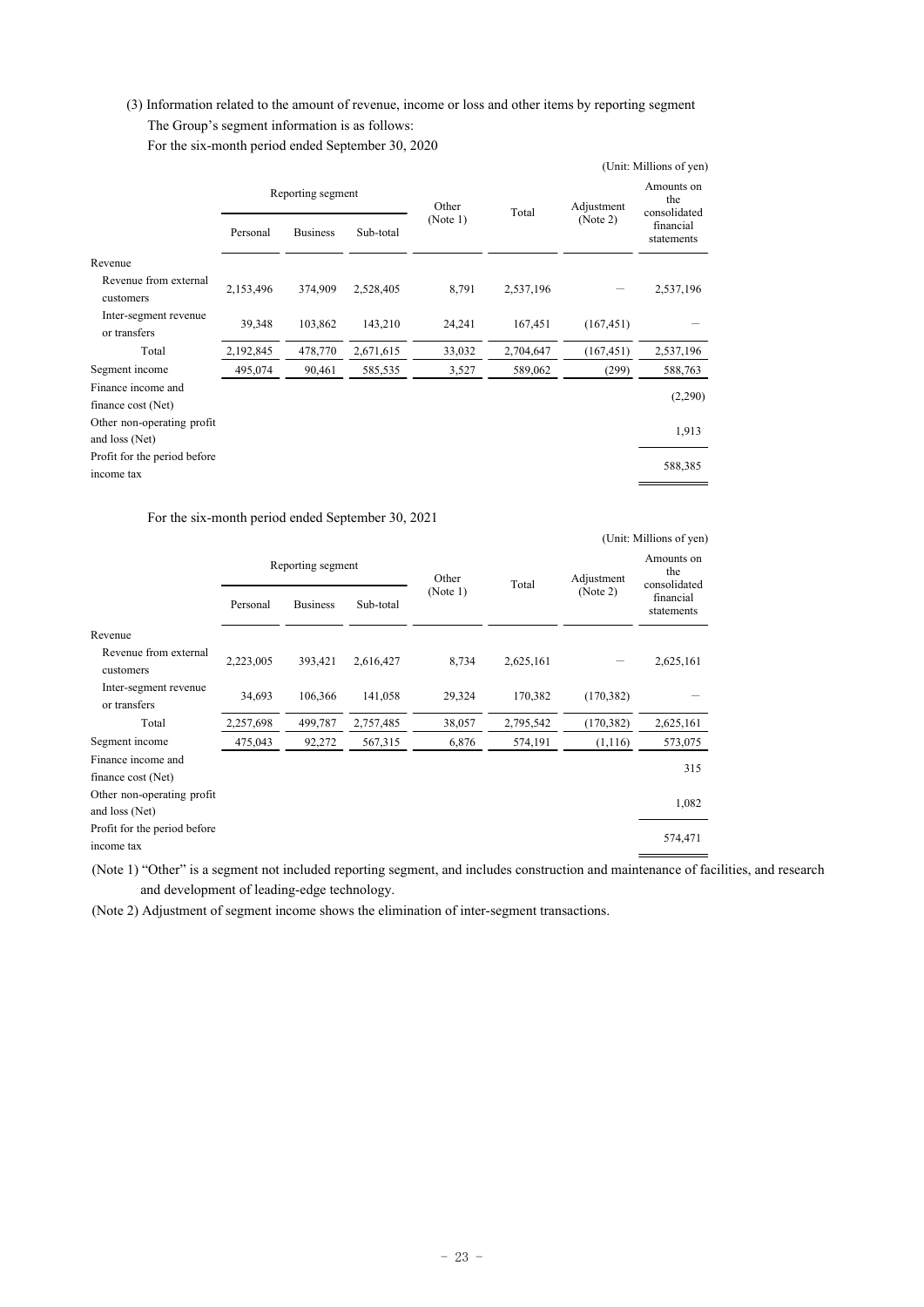(3) Information related to the amount of revenue, income or loss and other items by reporting segment

The Group's segment information is as follows:

For the six-month period ended September 30, 2020

(Unit: Millions of yen)

| | Reporting segment | | | Other (Note 1) | Total | Adjustment (Note 2) | Amounts on the consolidated financial statements |
|---|---|---|---|---|---|---|---|
| | Personal | Business | Sub-total | | | | |
| Revenue | | | | | | | |
| Revenue from external customers | 2,153,496 | 374,909 | 2,528,405 | 8,791 | 2,537,196 | — | 2,537,196 |
| Inter-segment revenue or transfers | 39,348 | 103,862 | 143,210 | 24,241 | 167,451 | (167,451) | — |
| Total | 2,192,845 | 478,770 | 2,671,615 | 33,032 | 2,704,647 | (167,451) | 2,537,196 |
| Segment income | 495,074 | 90,461 | 585,535 | 3,527 | 589,062 | (299) | 588,763 |
| Finance income and finance cost (Net) | | | | | | | (2,290) |
| Other non-operating profit and loss (Net) | | | | | | | 1,913 |
| Profit for the period before income tax | | | | | | | 588,385 |

For the six-month period ended September 30, 2021

(Unit: Millions of yen)

| | Reporting segment | | | Other (Note 1) | Total | Adjustment (Note 2) | Amounts on the consolidated financial statements |
|---|---|---|---|---|---|---|---|
| | Personal | Business | Sub-total | | | | |
| Revenue | | | | | | | |
| Revenue from external customers | 2,223,005 | 393,421 | 2,616,427 | 8,734 | 2,625,161 | — | 2,625,161 |
| Inter-segment revenue or transfers | 34,693 | 106,366 | 141,058 | 29,324 | 170,382 | (170,382) | — |
| Total | 2,257,698 | 499,787 | 2,757,485 | 38,057 | 2,795,542 | (170,382) | 2,625,161 |
| Segment income | 475,043 | 92,272 | 567,315 | 6,876 | 574,191 | (1,116) | 573,075 |
| Finance income and finance cost (Net) | | | | | | | 315 |
| Other non-operating profit and loss (Net) | | | | | | | 1,082 |
| Profit for the period before income tax | | | | | | | 574,471 |

(Note 1) "Other" is a segment not included reporting segment, and includes construction and maintenance of facilities, and research and development of leading-edge technology.

(Note 2) Adjustment of segment income shows the elimination of inter-segment transactions.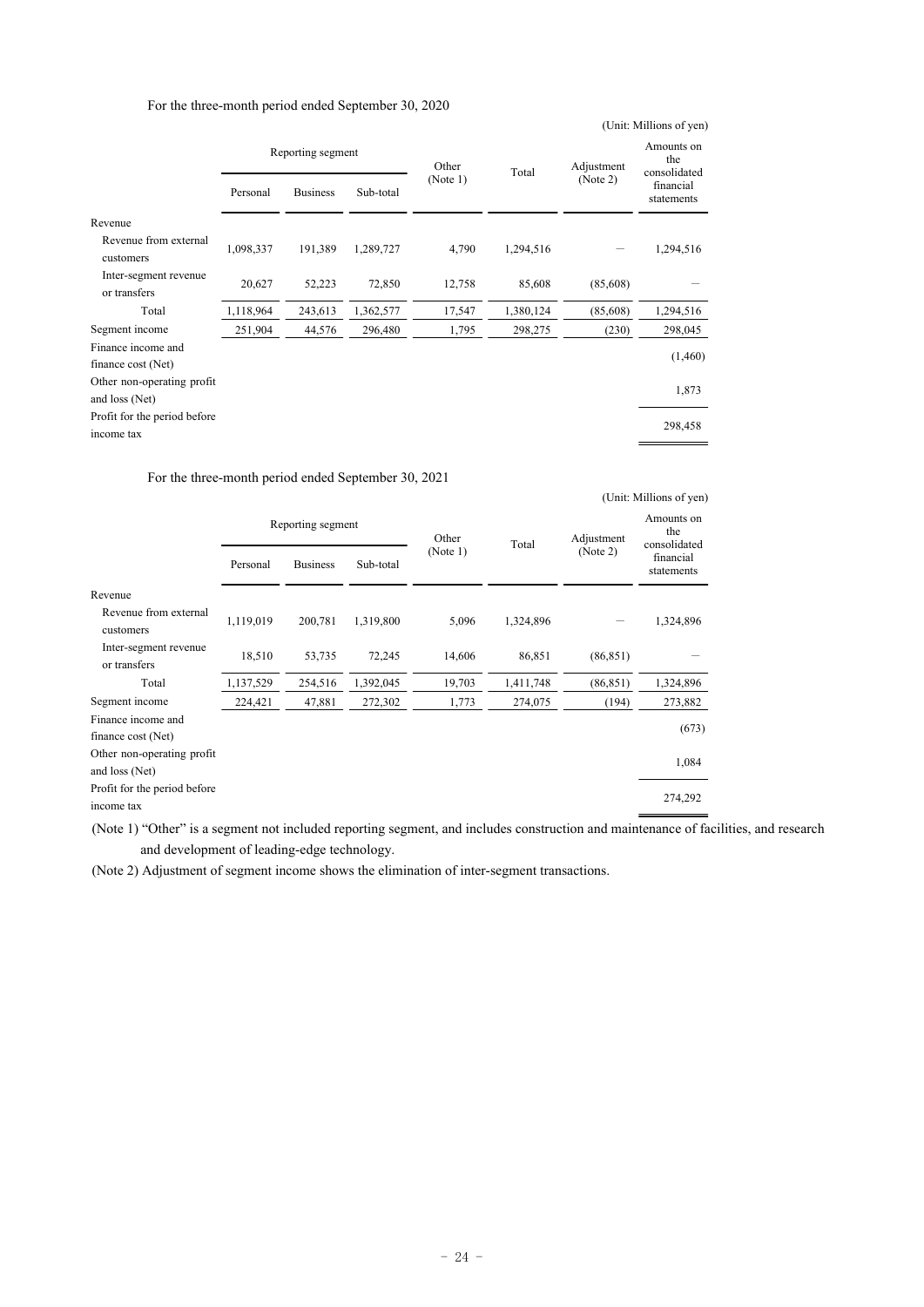For the three-month period ended September 30, 2020

(Unit: Millions of yen)

| | Reporting segment | | | Other (Note 1) | Total | Adjustment (Note 2) | Amounts on the consolidated financial statements |
|---|---|---|---|---|---|---|---|
| | Personal | Business | Sub-total | | | | |
| Revenue | | | | | | | |
| Revenue from external customers | 1,098,337 | 191,389 | 1,289,727 | 4,790 | 1,294,516 | — | 1,294,516 |
| Inter-segment revenue or transfers | 20,627 | 52,223 | 72,850 | 12,758 | 85,608 | (85,608) | — |
| Total | 1,118,964 | 243,613 | 1,362,577 | 17,547 | 1,380,124 | (85,608) | 1,294,516 |
| Segment income | 251,904 | 44,576 | 296,480 | 1,795 | 298,275 | (230) | 298,045 |
| Finance income and finance cost (Net) | | | | | | | (1,460) |
| Other non-operating profit and loss (Net) | | | | | | | 1,873 |
| Profit for the period before income tax | | | | | | | 298,458 |

For the three-month period ended September 30, 2021

(Unit: Millions of yen)

| | Reporting segment | | | Other (Note 1) | Total | Adjustment (Note 2) | Amounts on the consolidated financial statements |
|---|---|---|---|---|---|---|---|
| | Personal | Business | Sub-total | | | | |
| Revenue | | | | | | | |
| Revenue from external customers | 1,119,019 | 200,781 | 1,319,800 | 5,096 | 1,324,896 | — | 1,324,896 |
| Inter-segment revenue or transfers | 18,510 | 53,735 | 72,245 | 14,606 | 86,851 | (86,851) | — |
| Total | 1,137,529 | 254,516 | 1,392,045 | 19,703 | 1,411,748 | (86,851) | 1,324,896 |
| Segment income | 224,421 | 47,881 | 272,302 | 1,773 | 274,075 | (194) | 273,882 |
| Finance income and finance cost (Net) | | | | | | | (673) |
| Other non-operating profit and loss (Net) | | | | | | | 1,084 |
| Profit for the period before income tax | | | | | | | 274,292 |

(Note 1) "Other" is a segment not included reporting segment, and includes construction and maintenance of facilities, and research and development of leading-edge technology.

(Note 2) Adjustment of segment income shows the elimination of inter-segment transactions.